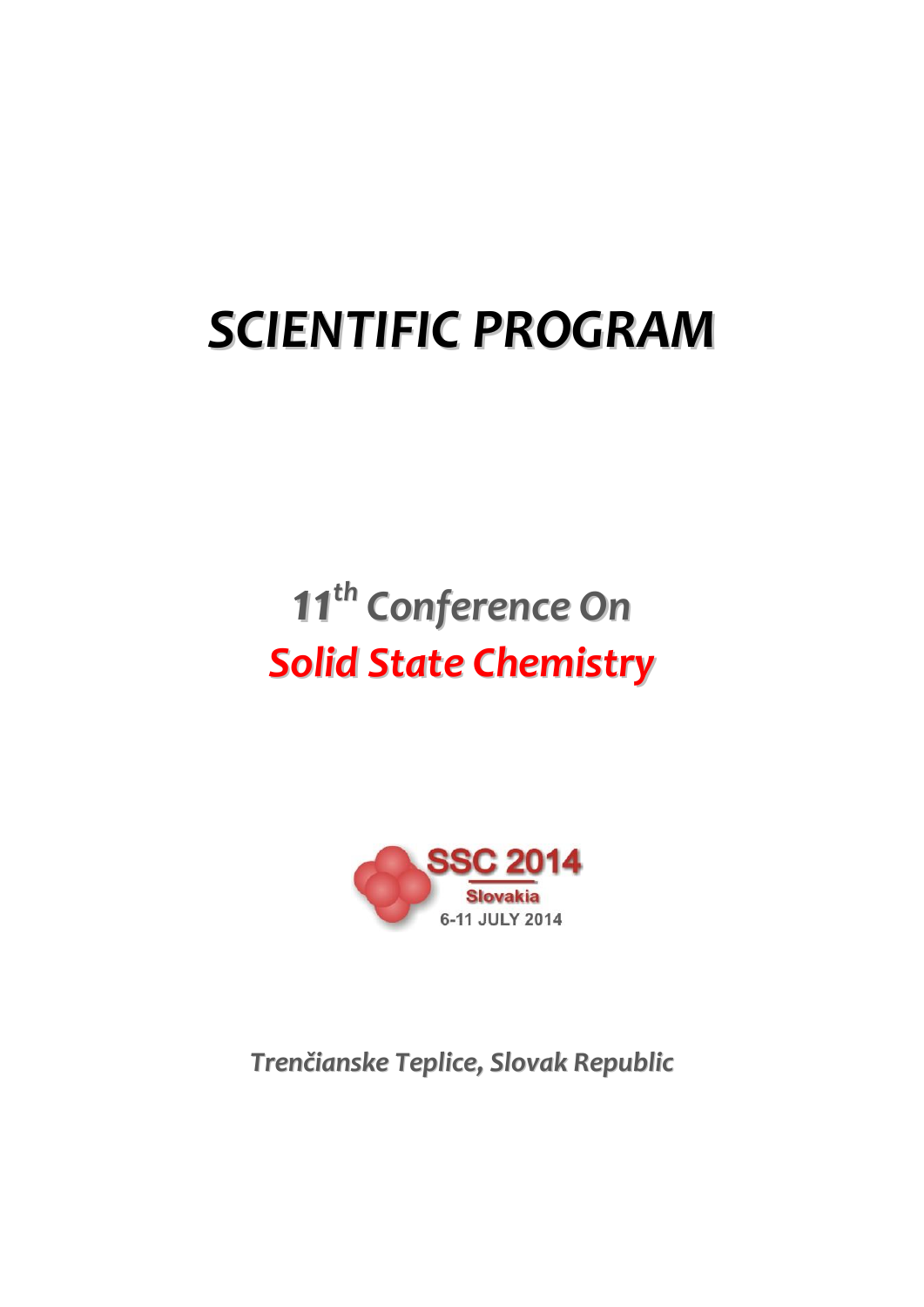# SCIENTIFIC PROGRAM

## $11^{th}$ Conference On

## Solid State Chemistry

SSC 2014

Slovakia

6-11 JULY 2014

*Trenčianske Teplice, Slovak Republic*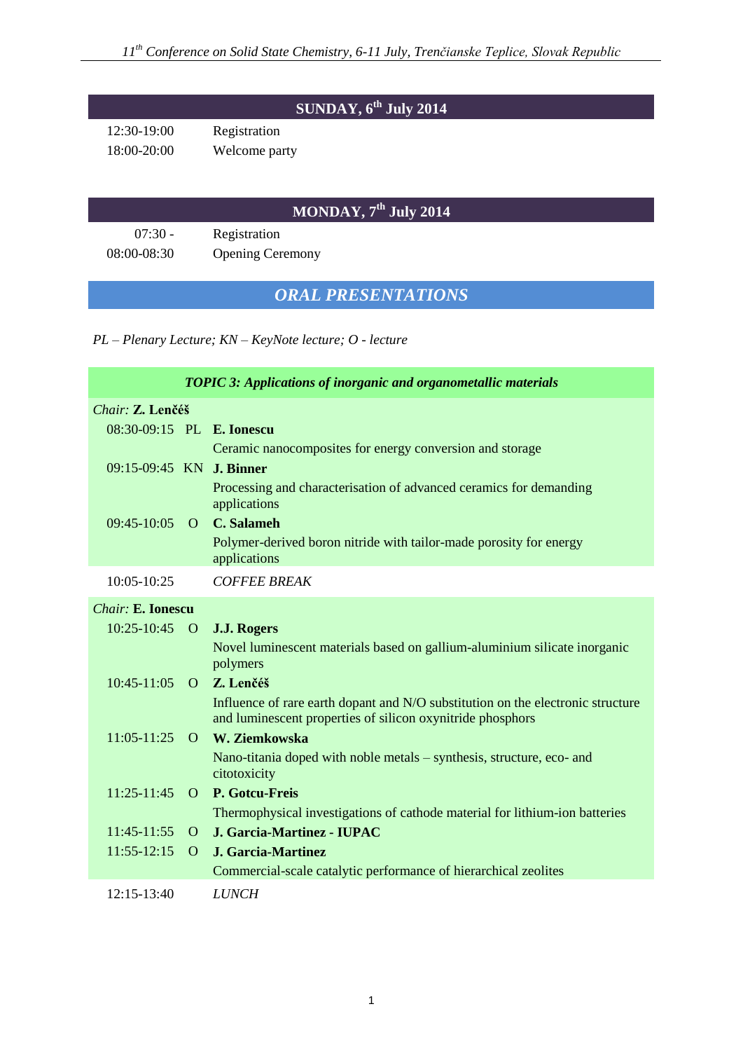## SUNDAY, 6th July 2014

| | |
|---|---|
| 12:30-19:00 | Registration |
| 18:00-20:00 | Welcome party |

## MONDAY, 7th July 2014

| | |
|---|---|
| 07:30 - | Registration |
| 08:00-08:30 | Opening Ceremony |

## *ORAL PRESENTATIONS*

*PL – Plenary Lecture; KN – KeyNote lecture; O - lecture*

### *TOPIC 3: Applications of inorganic and organometallic materials*

*Chair:* **Z. Lenčéš**

| Time | Type | Speaker / Title |
|---|---|---|
| 08:30-09:15 | PL | **E. Ionescu**<br>Ceramic nanocomposites for energy conversion and storage |
| 09:15-09:45 | KN | **J. Binner**<br>Processing and characterisation of advanced ceramics for demanding applications |
| 09:45-10:05 | O | **C. Salameh**<br>Polymer-derived boron nitride with tailor-made porosity for energy applications |
| 10:05-10:25 | | *COFFEE BREAK* |

*Chair:* **E. Ionescu**

| Time | Type | Speaker / Title |
|---|---|---|
| 10:25-10:45 | O | **J.J. Rogers**<br>Novel luminescent materials based on gallium-aluminium silicate inorganic polymers |
| 10:45-11:05 | O | **Z. Lenčéš**<br>Influence of rare earth dopant and N/O substitution on the electronic structure and luminescent properties of silicon oxynitride phosphors |
| 11:05-11:25 | O | **W. Ziemkowska**<br>Nano-titania doped with noble metals – synthesis, structure, eco- and citotoxicity |
| 11:25-11:45 | O | **P. Gotcu-Freis**<br>Thermophysical investigations of cathode material for lithium-ion batteries |
| 11:45-11:55 | O | **J. Garcia-Martinez - IUPAC** |
| 11:55-12:15 | O | **J. Garcia-Martinez**<br>Commercial-scale catalytic performance of hierarchical zeolites |
| 12:15-13:40 | | *LUNCH* |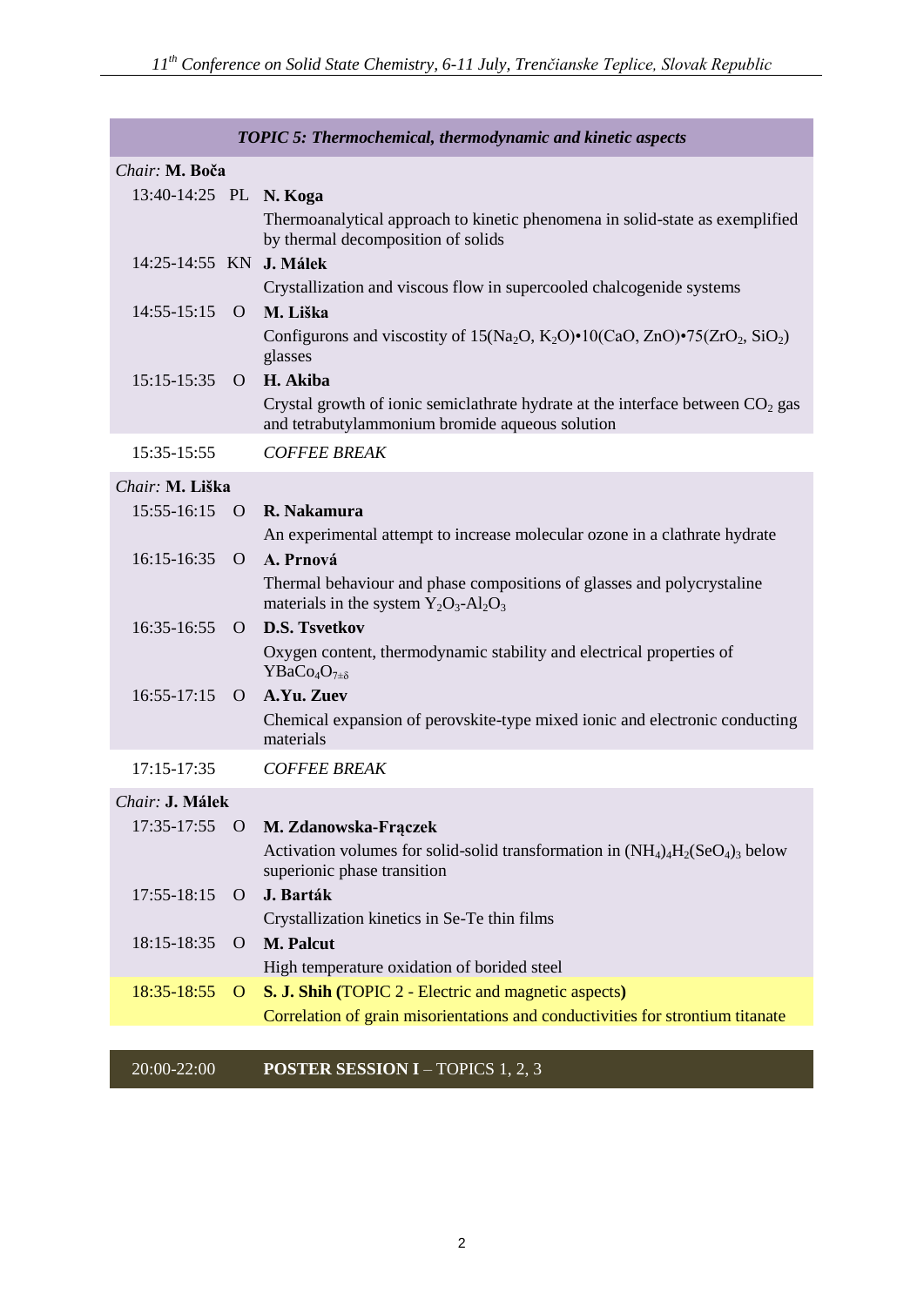## *TOPIC 5: Thermochemical, thermodynamic and kinetic aspects*

*Chair:* **M. Boča**

| Time | Type | Speaker / Title |
|---|---|---|
| 13:40-14:25 | PL | **N. Koga**<br>Thermoanalytical approach to kinetic phenomena in solid-state as exemplified by thermal decomposition of solids |
| 14:25-14:55 | KN | **J. Málek**<br>Crystallization and viscous flow in supercooled chalcogenide systems |
| 14:55-15:15 | O | **M. Liška**<br>Configurons and viscostity of $15(Na_2O, K_2O)\bullet 10(CaO, ZnO)\bullet 75(ZrO_2, SiO_2)$ glasses |
| 15:15-15:35 | O | **H. Akiba**<br>Crystal growth of ionic semiclathrate hydrate at the interface between $CO_2$ gas and tetrabutylammonium bromide aqueous solution |
| 15:35-15:55 | | *COFFEE BREAK* |

*Chair:* **M. Liška**

| Time | Type | Speaker / Title |
|---|---|---|
| 15:55-16:15 | O | **R. Nakamura**<br>An experimental attempt to increase molecular ozone in a clathrate hydrate |
| 16:15-16:35 | O | **A. Prnová**<br>Thermal behaviour and phase compositions of glasses and polycrystaline materials in the system $Y_2O_3$-$Al_2O_3$ |
| 16:35-16:55 | O | **D.S. Tsvetkov**<br>Oxygen content, thermodynamic stability and electrical properties of $YBaCo_4O_{7\pm\delta}$ |
| 16:55-17:15 | O | **A.Yu. Zuev**<br>Chemical expansion of perovskite-type mixed ionic and electronic conducting materials |
| 17:15-17:35 | | *COFFEE BREAK* |

*Chair:* **J. Málek**

| Time | Type | Speaker / Title |
|---|---|---|
| 17:35-17:55 | O | **M. Zdanowska-Frączek**<br>Activation volumes for solid-solid transformation in $(NH_4)_4H_2(SeO_4)_3$ below superionic phase transition |
| 17:55-18:15 | O | **J. Barták**<br>Crystallization kinetics in Se-Te thin films |
| 18:15-18:35 | O | **M. Palcut**<br>High temperature oxidation of borided steel |
| 18:35-18:55 | O | **S. J. Shih (**TOPIC 2 - Electric and magnetic aspects**)**<br>Correlation of grain misorientations and conductivities for strontium titanate |

| Time | Session |
|---|---|
| 20:00-22:00 | **POSTER SESSION I** – TOPICS 1, 2, 3 |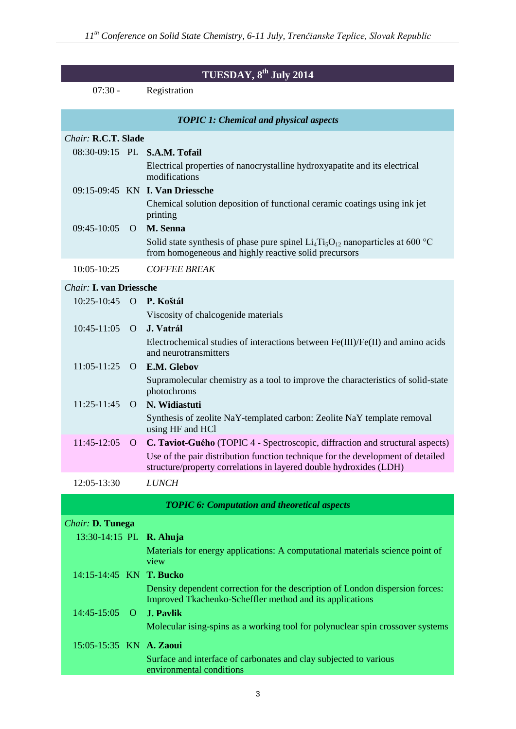## TUESDAY, 8th July 2014

07:30 - Registration

### *TOPIC 1: Chemical and physical aspects*

*Chair:* **R.C.T. Slade**

08:30-09:15 PL **S.A.M. Tofail**
Electrical properties of nanocrystalline hydroxyapatite and its electrical modifications

09:15-09:45 KN **I. Van Driessche**
Chemical solution deposition of functional ceramic coatings using ink jet printing

09:45-10:05 O **M. Senna**
Solid state synthesis of phase pure spinel $Li_4Ti_5O_{12}$ nanoparticles at 600 °C from homogeneous and highly reactive solid precursors

10:05-10:25 *COFFEE BREAK*

*Chair:* **I. van Driessche**

10:25-10:45 O **P. Koštál**
Viscosity of chalcogenide materials

10:45-11:05 O **J. Vatrál**
Electrochemical studies of interactions between Fe(III)/Fe(II) and amino acids and neurotransmitters

11:05-11:25 O **E.M. Glebov**
Supramolecular chemistry as a tool to improve the characteristics of solid-state photochroms

11:25-11:45 O **N. Widiastuti**
Synthesis of zeolite NaY-templated carbon: Zeolite NaY template removal using HF and HCl

11:45-12:05 O **C. Taviot-Guého** (TOPIC 4 - Spectroscopic, diffraction and structural aspects)
Use of the pair distribution function technique for the development of detailed structure/property correlations in layered double hydroxides (LDH)

12:05-13:30 *LUNCH*

### *TOPIC 6: Computation and theoretical aspects*

*Chair:* **D. Tunega**

13:30-14:15 PL **R. Ahuja**
Materials for energy applications: A computational materials science point of view

14:15-14:45 KN **T. Bucko**
Density dependent correction for the description of London dispersion forces: Improved Tkachenko-Scheffler method and its applications

14:45-15:05 O **J. Pavlik**
Molecular ising-spins as a working tool for polynuclear spin crossover systems

15:05-15:35 KN **A. Zaoui**
Surface and interface of carbonates and clay subjected to various environmental conditions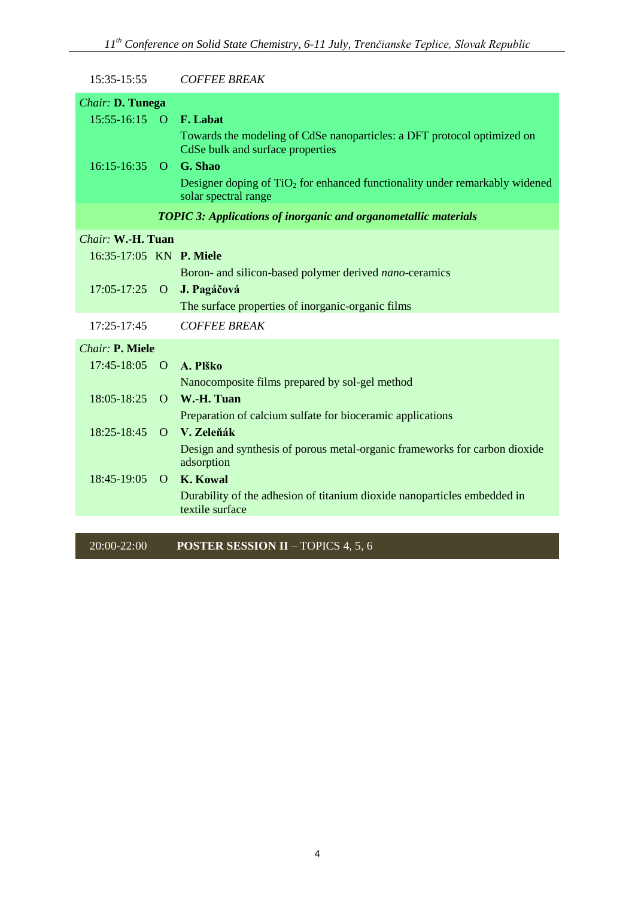15:35-15:55 *COFFEE BREAK*

*Chair:* **D. Tunega**

| | | |
|---|---|---|
| 15:55-16:15 | O | **F. Labat** |
| | | Towards the modeling of CdSe nanoparticles: a DFT protocol optimized on CdSe bulk and surface properties |
| 16:15-16:35 | O | **G. Shao** |
| | | Designer doping of $TiO_2$ for enhanced functionality under remarkably widened solar spectral range |

***TOPIC 3: Applications of inorganic and organometallic materials***

*Chair:* **W.-H. Tuan**

| | | |
|---|---|---|
| 16:35-17:05 | KN | **P. Miele** |
| | | Boron- and silicon-based polymer derived *nano*-ceramics |
| 17:05-17:25 | O | **J. Pagáčová** |
| | | The surface properties of inorganic-organic films |

17:25-17:45 *COFFEE BREAK*

*Chair:* **P. Miele**

| | | |
|---|---|---|
| 17:45-18:05 | O | **A. Plško** |
| | | Nanocomposite films prepared by sol-gel method |
| 18:05-18:25 | O | **W.-H. Tuan** |
| | | Preparation of calcium sulfate for bioceramic applications |
| 18:25-18:45 | O | **V. Zeleňák** |
| | | Design and synthesis of porous metal-organic frameworks for carbon dioxide adsorption |
| 18:45-19:05 | O | **K. Kowal** |
| | | Durability of the adhesion of titanium dioxide nanoparticles embedded in textile surface |

20:00-22:00 **POSTER SESSION II** – TOPICS 4, 5, 6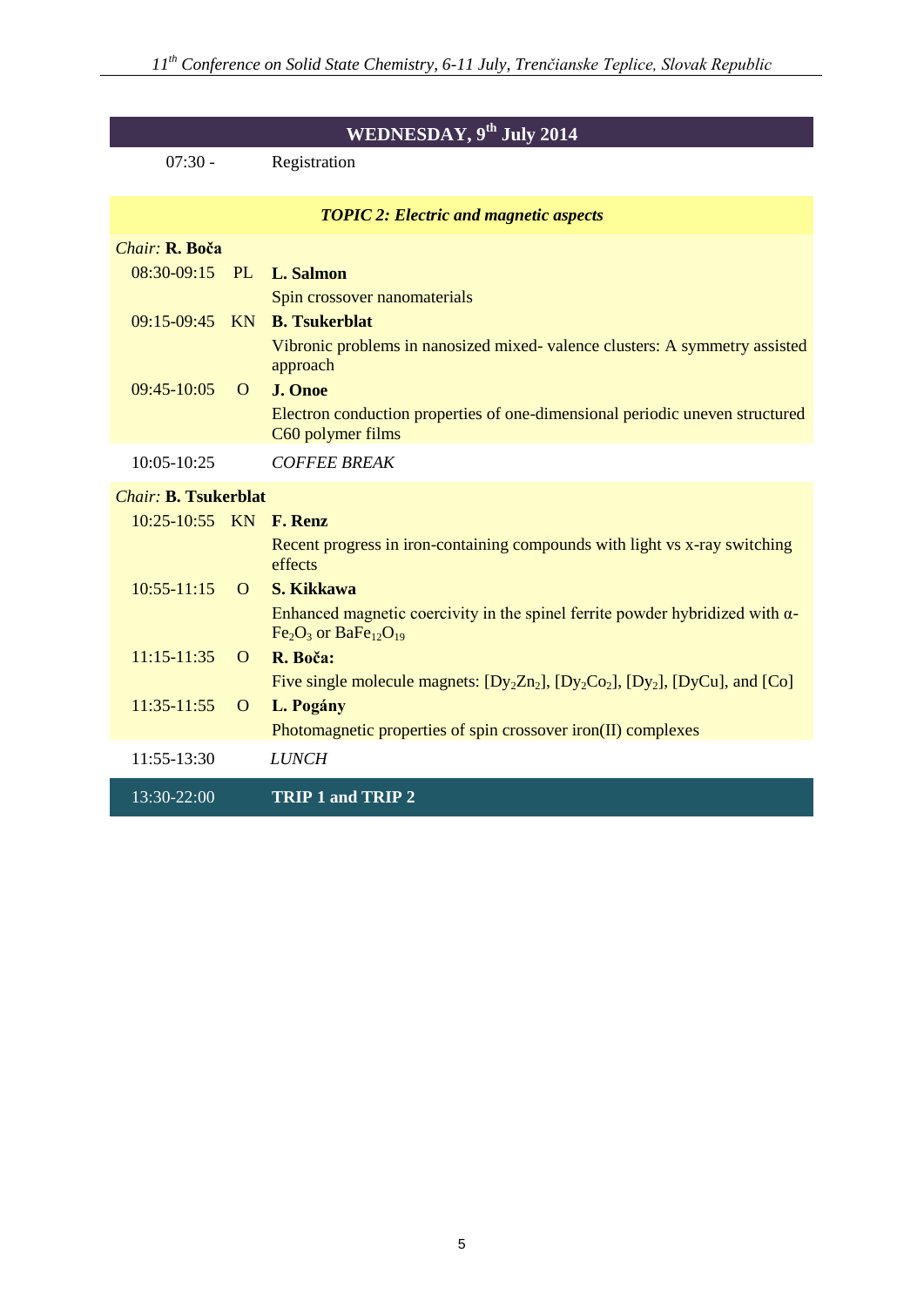## WEDNESDAY, 9th July 2014

| | | |
|---|---|---|
| 07:30 - | | Registration |
| | | ***TOPIC 2: Electric and magnetic aspects*** |
| *Chair:* **R. Boča** | | |
| 08:30-09:15 | PL | **L. Salmon**<br>Spin crossover nanomaterials |
| 09:15-09:45 | KN | **B. Tsukerblat**<br>Vibronic problems in nanosized mixed- valence clusters: A symmetry assisted approach |
| 09:45-10:05 | O | **J. Onoe**<br>Electron conduction properties of one-dimensional periodic uneven structured C60 polymer films |
| 10:05-10:25 | | *COFFEE BREAK* |
| *Chair:* **B. Tsukerblat** | | |
| 10:25-10:55 | KN | **F. Renz**<br>Recent progress in iron-containing compounds with light vs x-ray switching effects |
| 10:55-11:15 | O | **S. Kikkawa**<br>Enhanced magnetic coercivity in the spinel ferrite powder hybridized with α-$Fe_2O_3$ or $BaFe_{12}O_{19}$ |
| 11:15-11:35 | O | **R. Boča:**<br>Five single molecule magnets: [$Dy_2Zn_2$], [$Dy_2Co_2$], [$Dy_2$], [DyCu], and [Co] |
| 11:35-11:55 | O | **L. Pogány**<br>Photomagnetic properties of spin crossover iron(II) complexes |
| 11:55-13:30 | | *LUNCH* |
| 13:30-22:00 | | **TRIP 1 and TRIP 2** |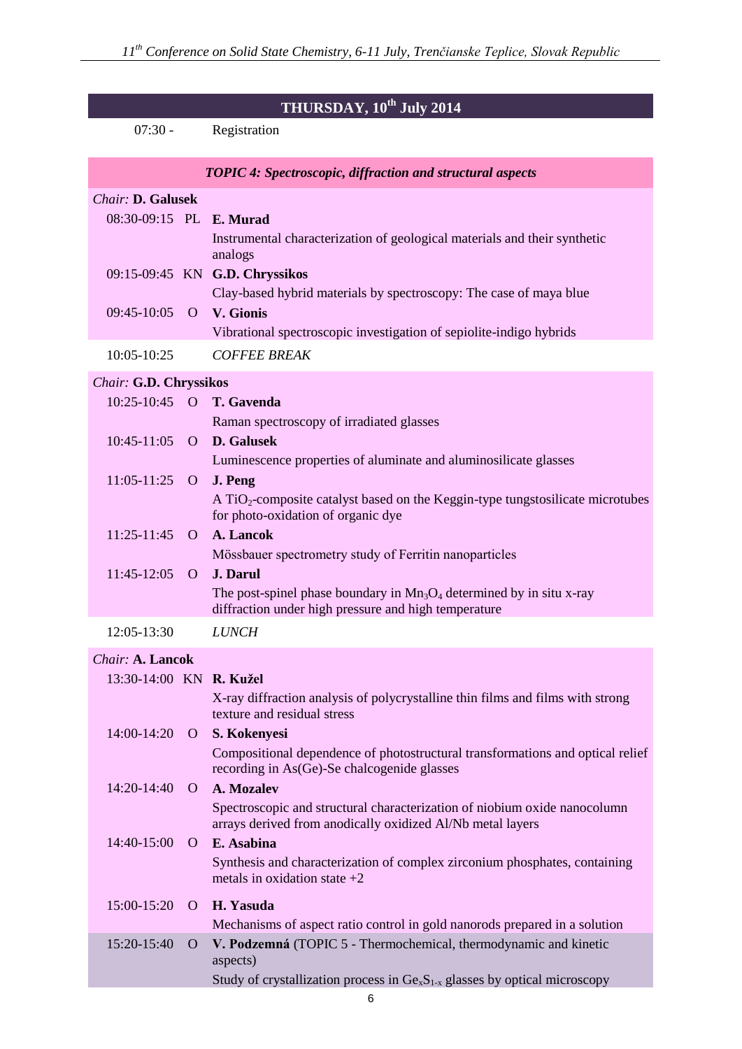## THURSDAY, 10$^{th}$ July 2014

| | | |
|---|---|---|
| 07:30 - | | Registration |

### *TOPIC 4: Spectroscopic, diffraction and structural aspects*

*Chair:* **D. Galusek**

| Time | Type | Presentation |
|---|---|---|
| 08:30-09:15 | PL | **E. Murad**<br>Instrumental characterization of geological materials and their synthetic analogs |
| 09:15-09:45 | KN | **G.D. Chryssikos**<br>Clay-based hybrid materials by spectroscopy: The case of maya blue |
| 09:45-10:05 | O | **V. Gionis**<br>Vibrational spectroscopic investigation of sepiolite-indigo hybrids |
| 10:05-10:25 | | *COFFEE BREAK* |

*Chair:* **G.D. Chryssikos**

| Time | Type | Presentation |
|---|---|---|
| 10:25-10:45 | O | **T. Gavenda**<br>Raman spectroscopy of irradiated glasses |
| 10:45-11:05 | O | **D. Galusek**<br>Luminescence properties of aluminate and aluminosilicate glasses |
| 11:05-11:25 | O | **J. Peng**<br>A $TiO_2$-composite catalyst based on the Keggin-type tungstosilicate microtubes for photo-oxidation of organic dye |
| 11:25-11:45 | O | **A. Lancok**<br>Mössbauer spectrometry study of Ferritin nanoparticles |
| 11:45-12:05 | O | **J. Darul**<br>The post-spinel phase boundary in $Mn_3O_4$ determined by in situ x-ray diffraction under high pressure and high temperature |
| 12:05-13:30 | | *LUNCH* |

*Chair:* **A. Lancok**

| Time | Type | Presentation |
|---|---|---|
| 13:30-14:00 | KN | **R. Kužel**<br>X-ray diffraction analysis of polycrystalline thin films and films with strong texture and residual stress |
| 14:00-14:20 | O | **S. Kokenyesi**<br>Compositional dependence of photostructural transformations and optical relief recording in As(Ge)-Se chalcogenide glasses |
| 14:20-14:40 | O | **A. Mozalev**<br>Spectroscopic and structural characterization of niobium oxide nanocolumn arrays derived from anodically oxidized Al/Nb metal layers |
| 14:40-15:00 | O | **E. Asabina**<br>Synthesis and characterization of complex zirconium phosphates, containing metals in oxidation state +2 |
| 15:00-15:20 | O | **H. Yasuda**<br>Mechanisms of aspect ratio control in gold nanorods prepared in a solution |
| 15:20-15:40 | O | **V. Podzemná** (TOPIC 5 - Thermochemical, thermodynamic and kinetic aspects)<br>Study of crystallization process in $Ge_xS_{1-x}$ glasses by optical microscopy |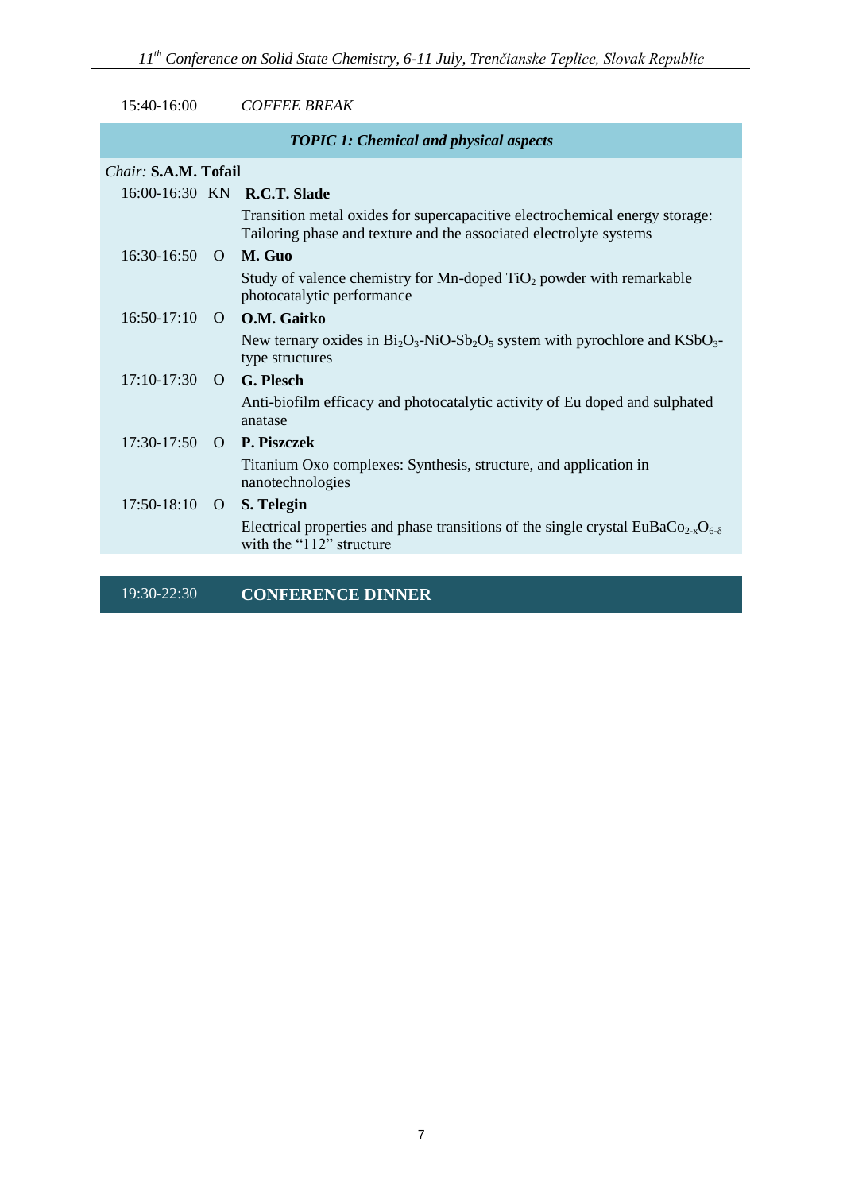| | | |
|---|---|---|
| 15:40-16:00 | | *COFFEE BREAK* |

### *TOPIC 1: Chemical and physical aspects*

*Chair:* **S.A.M. Tofail**

| Time | Type | Presentation |
|---|---|---|
| 16:00-16:30 | KN | **R.C.T. Slade**<br>Transition metal oxides for supercapacitive electrochemical energy storage: Tailoring phase and texture and the associated electrolyte systems |
| 16:30-16:50 | O | **M. Guo**<br>Study of valence chemistry for Mn-doped $TiO_2$ powder with remarkable photocatalytic performance |
| 16:50-17:10 | O | **O.M. Gaitko**<br>New ternary oxides in $Bi_2O_3$-NiO-$Sb_2O_5$ system with pyrochlore and $KSbO_3$-type structures |
| 17:10-17:30 | O | **G. Plesch**<br>Anti-biofilm efficacy and photocatalytic activity of Eu doped and sulphated anatase |
| 17:30-17:50 | O | **P. Piszczek**<br>Titanium Oxo complexes: Synthesis, structure, and application in nanotechnologies |
| 17:50-18:10 | O | **S. Telegin**<br>Electrical properties and phase transitions of the single crystal $EuBaCo_{2-x}O_{6-\delta}$ with the “112” structure |

| | | |
|---|---|---|
| 19:30-22:30 | | **CONFERENCE DINNER** |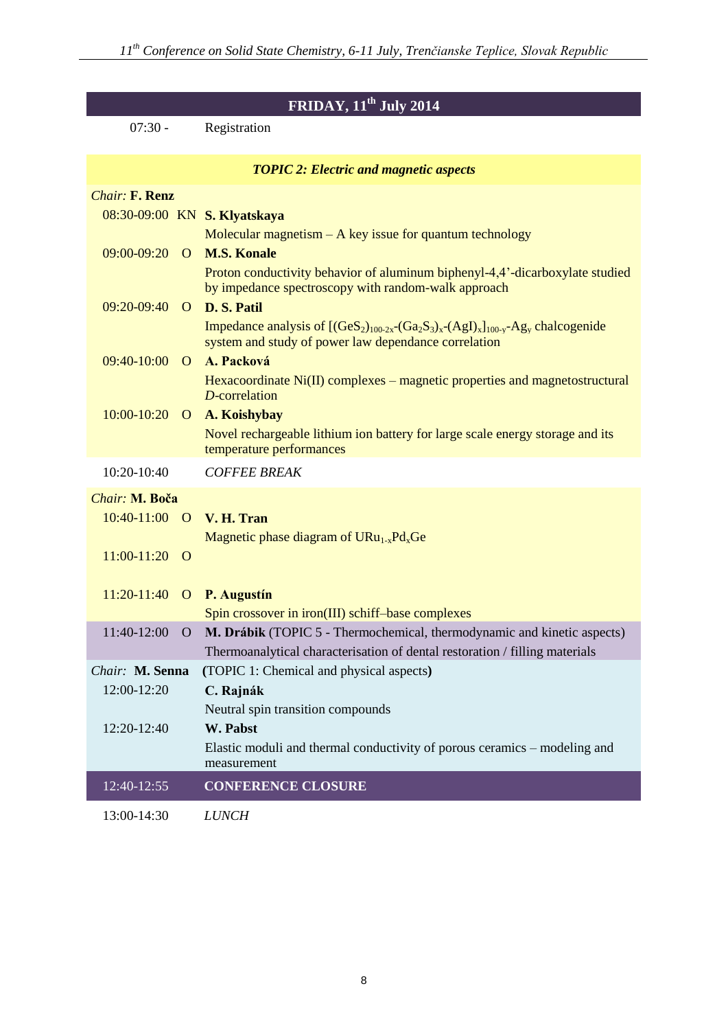## FRIDAY, 11th July 2014

| | | |
|---|---|---|
| 07:30 - | | Registration |

### *TOPIC 2: Electric and magnetic aspects*

*Chair:* **F. Renz**

| Time | Type | Presentation |
|---|---|---|
| 08:30-09:00 | KN | **S. Klyatskaya**<br>Molecular magnetism – A key issue for quantum technology |
| 09:00-09:20 | O | **M.S. Konale**<br>Proton conductivity behavior of aluminum biphenyl-4,4'-dicarboxylate studied by impedance spectroscopy with random-walk approach |
| 09:20-09:40 | O | **D. S. Patil**<br>Impedance analysis of $[(GeS_2)_{100-2x}$-$(Ga_2S_3)_x$-$(AgI)_x]_{100-y}$-$Ag_y$ chalcogenide system and study of power law dependance correlation |
| 09:40-10:00 | O | **A. Packová**<br>Hexacoordinate Ni(II) complexes – magnetic properties and magnetostructural *D*-correlation |
| 10:00-10:20 | O | **A. Koishybay**<br>Novel rechargeable lithium ion battery for large scale energy storage and its temperature performances |
| 10:20-10:40 | | *COFFEE BREAK* |

*Chair:* **M. Boča**

| Time | Type | Presentation |
|---|---|---|
| 10:40-11:00 | O | **V. H. Tran**<br>Magnetic phase diagram of $URu_{1-x}Pd_xGe$ |
| 11:00-11:20 | O | |
| 11:20-11:40 | O | **P. Augustín**<br>Spin crossover in iron(III) schiff–base complexes |
| 11:40-12:00 | O | **M. Drábik** (TOPIC 5 - Thermochemical, thermodynamic and kinetic aspects)<br>Thermoanalytical characterisation of dental restoration / filling materials |

*Chair:* **M. Senna** **(**TOPIC 1: Chemical and physical aspects**)**

| Time | Presentation |
|---|---|
| 12:00-12:20 | **C. Rajnák**<br>Neutral spin transition compounds |
| 12:20-12:40 | **W. Pabst**<br>Elastic moduli and thermal conductivity of porous ceramics – modeling and measurement |
| 12:40-12:55 | **CONFERENCE CLOSURE** |
| 13:00-14:30 | *LUNCH* |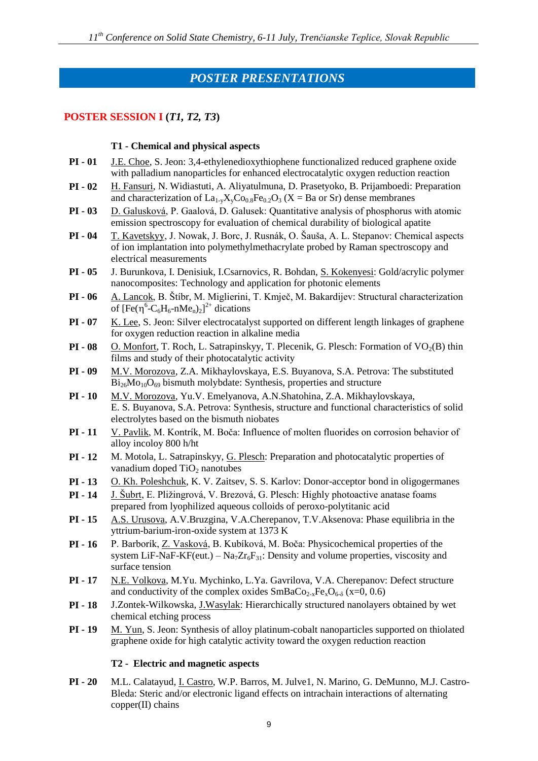# POSTER PRESENTATIONS

## POSTER SESSION I (*T1, T2, T3*)

### T1 - Chemical and physical aspects

**PI - 01** J.E. Choe, S. Jeon: 3,4-ethylenedioxythiophene functionalized reduced graphene oxide with palladium nanoparticles for enhanced electrocatalytic oxygen reduction reaction

**PI - 02** H. Fansuri, N. Widiastuti, A. Aliyatulmuna, D. Prasetyoko, B. Prijamboedi: Preparation and characterization of $La_{1-y}X_yCo_{0.8}Fe_{0.2}O_3$ (X = Ba or Sr) dense membranes

**PI - 03** D. Galusková, P. Gaalová, D. Galusek: Quantitative analysis of phosphorus with atomic emission spectroscopy for evaluation of chemical durability of biological apatite

**PI - 04** T. Kavetskyy, J. Nowak, J. Borc, J. Rusnák, O. Šauša, A. L. Stepanov: Chemical aspects of ion implantation into polymethylmethacrylate probed by Raman spectroscopy and electrical measurements

**PI - 05** J. Burunkova, I. Denisiuk, I.Csarnovics, R. Bohdan, S. Kokenyesi: Gold/acrylic polymer nanocomposites: Technology and application for photonic elements

**PI - 06** A. Lancok, B. Štíbr, M. Miglierini, T. Kmječ, M. Bakardijev: Structural characterization of $[Fe(\eta^6\text{-}C_6H_6\text{-}nMe_n)_2]^{2+}$ dications

**PI - 07** K. Lee, S. Jeon: Silver electrocatalyst supported on different length linkages of graphene for oxygen reduction reaction in alkaline media

**PI - 08** O. Monfort, T. Roch, L. Satrapinskyy, T. Plecenik, G. Plesch: Formation of $VO_2$(B) thin films and study of their photocatalytic activity

**PI - 09** M.V. Morozova, Z.A. Mikhaylovskaya, E.S. Buyanova, S.A. Petrova: The substituted $Bi_{26}Mo_{10}O_{69}$ bismuth molybdate: Synthesis, properties and structure

**PI - 10** M.V. Morozova, Yu.V. Emelyanova, A.N.Shatohina, Z.A. Mikhaylovskaya, E. S. Buyanova, S.A. Petrova: Synthesis, structure and functional characteristics of solid electrolytes based on the bismuth niobates

**PI - 11** V. Pavlik, M. Kontrík, M. Boča: Influence of molten fluorides on corrosion behavior of alloy incoloy 800 h/ht

**PI - 12** M. Motola, L. Satrapinskyy, G. Plesch: Preparation and photocatalytic properties of vanadium doped $TiO_2$ nanotubes

**PI - 13** O. Kh. Poleshchuk, K. V. Zaitsev, S. S. Karlov: Donor-acceptor bond in oligogermanes

**PI - 14** J. Šubrt, E. Pližingrová, V. Brezová, G. Plesch: Highly photoactive anatase foams prepared from lyophilized aqueous colloids of peroxo-polytitanic acid

**PI - 15** A.S. Urusova, A.V.Bruzgina, V.A.Cherepanov, T.V.Aksenova: Phase equilibria in the yttrium-barium-iron-oxide system at 1373 K

**PI - 16** P. Barborík, Z. Vasková, B. Kubíková, M. Boča: Physicochemical properties of the system LiF-NaF-KF(eut.) – $Na_7Zr_6F_{31}$: Density and volume properties, viscosity and surface tension

**PI - 17** N.E. Volkova, M.Yu. Mychinko, L.Ya. Gavrilova, V.A. Cherepanov: Defect structure and conductivity of the complex oxides $SmBaCo_{2-x}Fe_xO_{6-\delta}$ (x=0, 0.6)

**PI - 18** J.Zontek-Wilkowska, J.Wasylak: Hierarchically structured nanolayers obtained by wet chemical etching process

**PI - 19** M. Yun, S. Jeon: Synthesis of alloy platinum-cobalt nanoparticles supported on thiolated graphene oxide for high catalytic activity toward the oxygen reduction reaction

### T2 - Electric and magnetic aspects

**PI - 20** M.L. Calatayud, I. Castro, W.P. Barros, M. Julve1, N. Marino, G. DeMunno, M.J. Castro-Bleda: Steric and/or electronic ligand effects on intrachain interactions of alternating copper(II) chains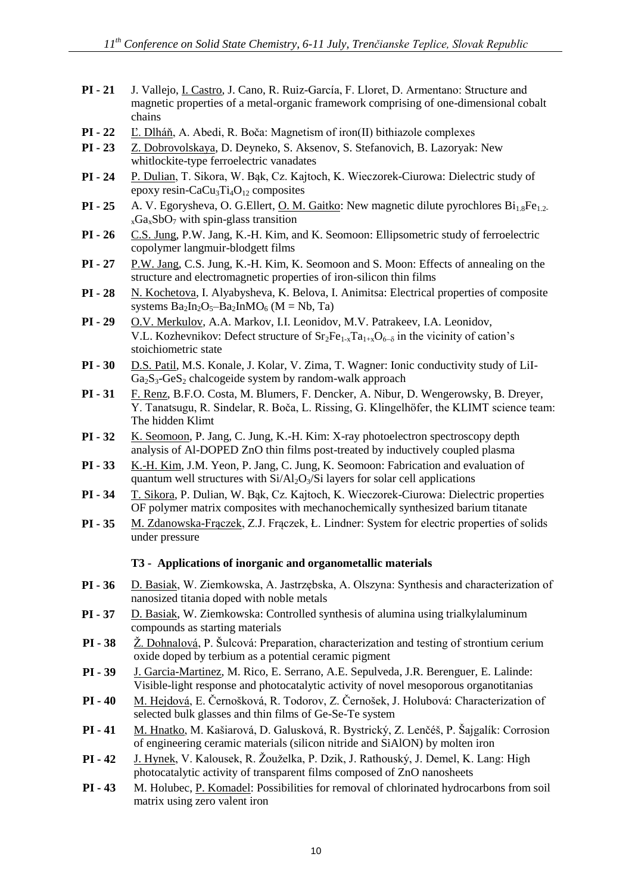**PI - 21** J. Vallejo, I. Castro, J. Cano, R. Ruiz-García, F. Lloret, D. Armentano: Structure and magnetic properties of a metal-organic framework comprising of one-dimensional cobalt chains

**PI - 22** Ľ. Dlháň, A. Abedi, R. Boča: Magnetism of iron(II) bithiazole complexes

**PI - 23** Z. Dobrovolskaya, D. Deyneko, S. Aksenov, S. Stefanovich, B. Lazoryak: New whitlockite-type ferroelectric vanadates

**PI - 24** P. Dulian, T. Sikora, W. Bąk, Cz. Kajtoch, K. Wieczorek-Ciurowa: Dielectric study of epoxy resin-$CaCu_3Ti_4O_{12}$ composites

**PI - 25** A. V. Egorysheva, O. G.Ellert, O. M. Gaitko: New magnetic dilute pyrochlores $Bi_{1.8}Fe_{1.2-x}Ga_xSbO_7$ with spin-glass transition

**PI - 26** C.S. Jung, P.W. Jang, K.-H. Kim, and K. Seomoon: Ellipsometric study of ferroelectric copolymer langmuir-blodgett films

**PI - 27** P.W. Jang, C.S. Jung, K.-H. Kim, K. Seomoon and S. Moon: Effects of annealing on the structure and electromagnetic properties of iron-silicon thin films

**PI - 28** N. Kochetova, I. Alyabysheva, K. Belova, I. Animitsa: Electrical properties of composite systems $Ba_2In_2O_5$–$Ba_2InMO_6$ (M = Nb, Ta)

**PI - 29** O.V. Merkulov, A.A. Markov, I.I. Leonidov, M.V. Patrakeev, I.A. Leonidov, V.L. Kozhevnikov: Defect structure of $Sr_2Fe_{1-x}Ta_{1+x}O_{6-\delta}$ in the vicinity of cation's stoichiometric state

**PI - 30** D.S. Patil, M.S. Konale, J. Kolar, V. Zima, T. Wagner: Ionic conductivity study of LiI-$Ga_2S_3$-$GeS_2$ chalcogeide system by random-walk approach

**PI - 31** F. Renz, B.F.O. Costa, M. Blumers, F. Dencker, A. Nibur, D. Wengerowsky, B. Dreyer, Y. Tanatsugu, R. Sindelar, R. Boča, L. Rissing, G. Klingelhöfer, the KLIMT science team: The hidden Klimt

**PI - 32** K. Seomoon, P. Jang, C. Jung, K.-H. Kim: X-ray photoelectron spectroscopy depth analysis of Al-DOPED ZnO thin films post-treated by inductively coupled plasma

**PI - 33** K.-H. Kim, J.M. Yeon, P. Jang, C. Jung, K. Seomoon: Fabrication and evaluation of quantum well structures with Si/$Al_2O_3$/Si layers for solar cell applications

**PI - 34** T. Sikora, P. Dulian, W. Bąk, Cz. Kajtoch, K. Wieczorek-Ciurowa: Dielectric properties OF polymer matrix composites with mechanochemically synthesized barium titanate

**PI - 35** M. Zdanowska-Frączek, Z.J. Frączek, Ł. Lindner: System for electric properties of solids under pressure

### T3 - Applications of inorganic and organometallic materials

**PI - 36** D. Basiak, W. Ziemkowska, A. Jastrzębska, A. Olszyna: Synthesis and characterization of nanosized titania doped with noble metals

**PI - 37** D. Basiak, W. Ziemkowska: Controlled synthesis of alumina using trialkylaluminum compounds as starting materials

**PI - 38** Ž. Dohnalová, P. Šulcová: Preparation, characterization and testing of strontium cerium oxide doped by terbium as a potential ceramic pigment

**PI - 39** J. Garcia-Martinez, M. Rico, E. Serrano, A.E. Sepulveda, J.R. Berenguer, E. Lalinde: Visible-light response and photocatalytic activity of novel mesoporous organotitanias

**PI - 40** M. Hejdová, E. Černošková, R. Todorov, Z. Černošek, J. Holubová: Characterization of selected bulk glasses and thin films of Ge-Se-Te system

**PI - 41** M. Hnatko, M. Kašiarová, D. Galusková, R. Bystrický, Z. Lenčéš, P. Šajgalík: Corrosion of engineering ceramic materials (silicon nitride and SiAlON) by molten iron

**PI - 42** J. Hynek, V. Kalousek, R. Žouželka, P. Dzik, J. Rathouský, J. Demel, K. Lang: High photocatalytic activity of transparent films composed of ZnO nanosheets

**PI - 43** M. Holubec, P. Komadel: Possibilities for removal of chlorinated hydrocarbons from soil matrix using zero valent iron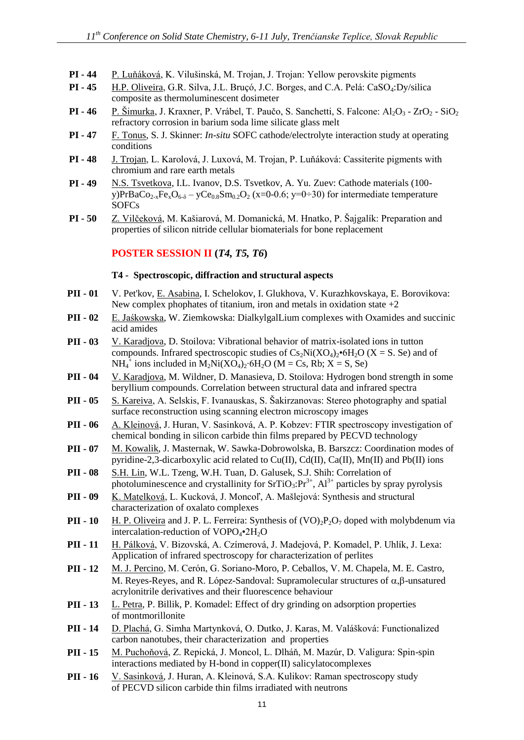**PI - 44** P. Luňáková, K. Vilušinská, M. Trojan, J. Trojan: Yellow perovskite pigments

**PI - 45** H.P. Oliveira, G.R. Silva, J.L. Bruçó, J.C. Borges, and C.A. Pelá: $CaSO_4$:Dy/silica composite as thermoluminescent dosimeter

**PI - 46** P. Šimurka, J. Kraxner, P. Vrábel, T. Paučo, S. Sanchetti, S. Falcone: $Al_2O_3$ - $ZrO_2$ - $SiO_2$ refractory corrosion in barium soda lime silicate glass melt

**PI - 47** F. Tonus, S. J. Skinner: *In-situ* SOFC cathode/electrolyte interaction study at operating conditions

**PI - 48** J. Trojan, L. Karolová, J. Luxová, M. Trojan, P. Luňáková: Cassiterite pigments with chromium and rare earth metals

**PI - 49** N.S. Tsvetkova, I.L. Ivanov, D.S. Tsvetkov, A. Yu. Zuev: Cathode materials (100-y)$PrBaCo_{2-x}Fe_xO_{6-\delta}$ – y$Ce_{0.8}Sm_{0.2}O_2$ (x=0-0.6; y=0÷30) for intermediate temperature SOFCs

**PI - 50** Z. Vilčeková, M. Kašiarová, M. Domanická, M. Hnatko, P. Šajgalík: Preparation and properties of silicon nitride cellular biomaterials for bone replacement

## POSTER SESSION II (*T4, T5, T6*)

### T4 - Spectroscopic, diffraction and structural aspects

**PII - 01** V. Pet'kov, E. Asabina, I. Schelokov, I. Glukhova, V. Kurazhkovskaya, E. Borovikova: New complex phophates of titanium, iron and metals in oxidation state +2

**PII - 02** E. Jaśkowska, W. Ziemkowska: DialkylgalLium complexes with Oxamides and succinic acid amides

**PII - 03** V. Karadjova, D. Stoilova: Vibrational behavior of matrix-isolated ions in tutton compounds. Infrared spectroscopic studies of $Cs_2Ni(XO_4)_2$•$6H_2O$ (X = S. Se) and of $NH_4^+$ ions included in $M_2Ni(XO_4)_2$·$6H_2O$ (M = Cs, Rb; X = S, Se)

**PII - 04** V. Karadjova, M. Wildner, D. Manasieva, D. Stoilova: Hydrogen bond strength in some beryllium compounds. Correlation between structural data and infrared spectra

**PII - 05** S. Kareiva, A. Selskis, F. Ivanauskas, S. Šakirzanovas: Stereo photography and spatial surface reconstruction using scanning electron microscopy images

**PII - 06** A. Kleinová, J. Huran, V. Sasinková, A. P. Kobzev: FTIR spectroscopy investigation of chemical bonding in silicon carbide thin films prepared by PECVD technology

**PII - 07** M. Kowalik, J. Masternak, W. Sawka-Dobrowolska, B. Barszcz: Coordination modes of pyridine-2,3-dicarboxylic acid related to Cu(II), Cd(II), Ca(II), Mn(II) and Pb(II) ions

**PII - 08** S.H. Lin, W.L. Tzeng, W.H. Tuan, D. Galusek, S.J. Shih: Correlation of photoluminescence and crystallinity for $SrTiO_3$:$Pr^{3+}$, $Al^{3+}$ particles by spray pyrolysis

**PII - 09** K. Matelková, L. Kucková, J. Moncoľ, A. Mašlejová: Synthesis and structural characterization of oxalato complexes

**PII - 10** H. P. Oliveira and J. P. L. Ferreira: Synthesis of $(VO)_2P_2O_7$ doped with molybdenum via intercalation-reduction of $VOPO_4$•$2H_2O$

**PII - 11** H. Pálková, V. Bizovská, A. Czímerová, J. Madejová, P. Komadel, P. Uhlík, J. Lexa: Application of infrared spectroscopy for characterization of perlites

**PII - 12** M. J. Percino, M. Cerón, G. Soriano-Moro, P. Ceballos, V. M. Chapela, M. E. Castro, M. Reyes-Reyes, and R. López-Sandoval: Supramolecular structures of $\alpha$,$\beta$-unsatured acrylonitrile derivatives and their fluorescence behaviour

**PII - 13** L. Petra, P. Billik, P. Komadel: Effect of dry grinding on adsorption properties of montmorillonite

**PII - 14** D. Plachá, G. Simha Martynková, O. Dutko, J. Karas, M. Valášková: Functionalized carbon nanotubes, their characterization and properties

**PII - 15** M. Puchoňová, Z. Repická, J. Moncol, L. Dlháň, M. Mazúr, D. Valigura: Spin-spin interactions mediated by H-bond in copper(II) salicylatocomplexes

**PII - 16** V. Sasinková, J. Huran, A. Kleinová, S.A. Kulikov: Raman spectroscopy study of PECVD silicon carbide thin films irradiated with neutrons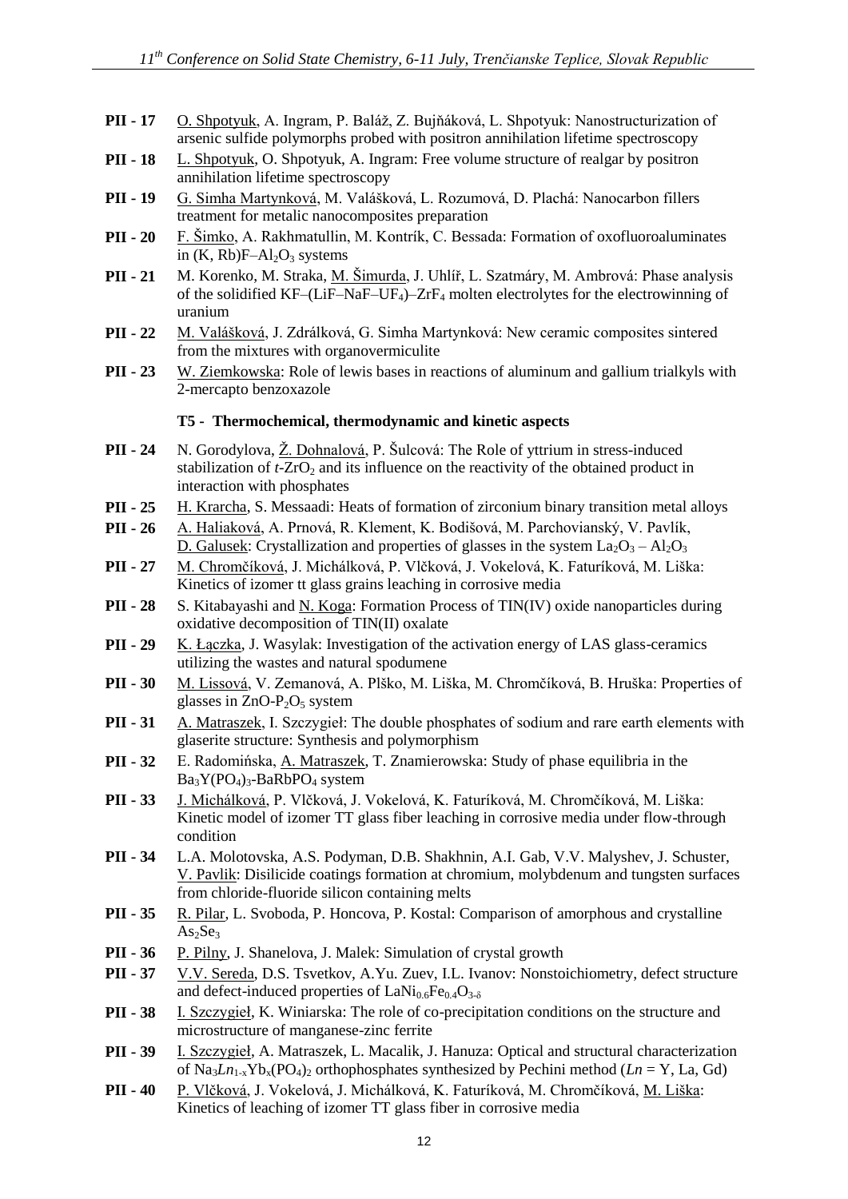**PII - 17** O. Shpotyuk, A. Ingram, P. Baláž, Z. Bujňáková, L. Shpotyuk: Nanostructurization of arsenic sulfide polymorphs probed with positron annihilation lifetime spectroscopy

**PII - 18** L. Shpotyuk, O. Shpotyuk, A. Ingram: Free volume structure of realgar by positron annihilation lifetime spectroscopy

**PII - 19** G. Simha Martynková, M. Valášková, L. Rozumová, D. Plachá: Nanocarbon fillers treatment for metalic nanocomposites preparation

**PII - 20** F. Šimko, A. Rakhmatullin, M. Kontrík, C. Bessada: Formation of oxofluoroaluminates in (K, Rb)F–$Al_2O_3$ systems

**PII - 21** M. Korenko, M. Straka, M. Šimurda, J. Uhlíř, L. Szatmáry, M. Ambrová: Phase analysis of the solidified KF–(LiF–NaF–$UF_4$)–$ZrF_4$ molten electrolytes for the electrowinning of uranium

**PII - 22** M. Valášková, J. Zdrálková, G. Simha Martynková: New ceramic composites sintered from the mixtures with organovermiculite

**PII - 23** W. Ziemkowska: Role of lewis bases in reactions of aluminum and gallium trialkyls with 2-mercapto benzoxazole

### T5 - Thermochemical, thermodynamic and kinetic aspects

**PII - 24** N. Gorodylova, Ž. Dohnalová, P. Šulcová: The Role of yttrium in stress-induced stabilization of *t*-$ZrO_2$ and its influence on the reactivity of the obtained product in interaction with phosphates

**PII - 25** H. Krarcha, S. Messaadi: Heats of formation of zirconium binary transition metal alloys

**PII - 26** A. Haliaková, A. Prnová, R. Klement, K. Bodišová, M. Parchovianský, V. Pavlík, D. Galusek: Crystallization and properties of glasses in the system $La_2O_3$ – $Al_2O_3$

**PII - 27** M. Chromčíková, J. Michálková, P. Vlčková, J. Vokelová, K. Faturíková, M. Liška: Kinetics of izomer tt glass grains leaching in corrosive media

**PII - 28** S. Kitabayashi and N. Koga: Formation Process of TIN(IV) oxide nanoparticles during oxidative decomposition of TIN(II) oxalate

**PII - 29** K. Łączka, J. Wasylak: Investigation of the activation energy of LAS glass-ceramics utilizing the wastes and natural spodumene

**PII - 30** M. Lissová, V. Zemanová, A. Plško, M. Liška, M. Chromčíková, B. Hruška: Properties of glasses in ZnO-$P_2O_5$ system

**PII - 31** A. Matraszek, I. Szczygieł: The double phosphates of sodium and rare earth elements with glaserite structure: Synthesis and polymorphism

**PII - 32** E. Radomińska, A. Matraszek, T. Znamierowska: Study of phase equilibria in the $Ba_3Y(PO_4)_3$-$BaRbPO_4$ system

**PII - 33** J. Michálková, P. Vlčková, J. Vokelová, K. Faturíková, M. Chromčíková, M. Liška: Kinetic model of izomer TT glass fiber leaching in corrosive media under flow-through condition

**PII - 34** L.A. Molotovska, A.S. Podyman, D.B. Shakhnin, A.I. Gab, V.V. Malyshev, J. Schuster, V. Pavlik: Disilicide coatings formation at chromium, molybdenum and tungsten surfaces from chloride-fluoride silicon containing melts

**PII - 35** R. Pilar, L. Svoboda, P. Honcova, P. Kostal: Comparison of amorphous and crystalline $As_2Se_3$

**PII - 36** P. Pilny, J. Shanelova, J. Malek: Simulation of crystal growth

**PII - 37** V.V. Sereda, D.S. Tsvetkov, A.Yu. Zuev, I.L. Ivanov: Nonstoichiometry, defect structure and defect-induced properties of $LaNi_{0.6}Fe_{0.4}O_{3-\delta}$

**PII - 38** I. Szczygieł, K. Winiarska: The role of co-precipitation conditions on the structure and microstructure of manganese-zinc ferrite

**PII - 39** I. Szczygieł, A. Matraszek, L. Macalik, J. Hanuza: Optical and structural characterization of $Na_3Ln_{1-x}Yb_x(PO_4)_2$ orthophosphates synthesized by Pechini method (*Ln* = Y, La, Gd)

**PII - 40** P. Vlčková, J. Vokelová, J. Michálková, K. Faturíková, M. Chromčíková, M. Liška: Kinetics of leaching of izomer TT glass fiber in corrosive media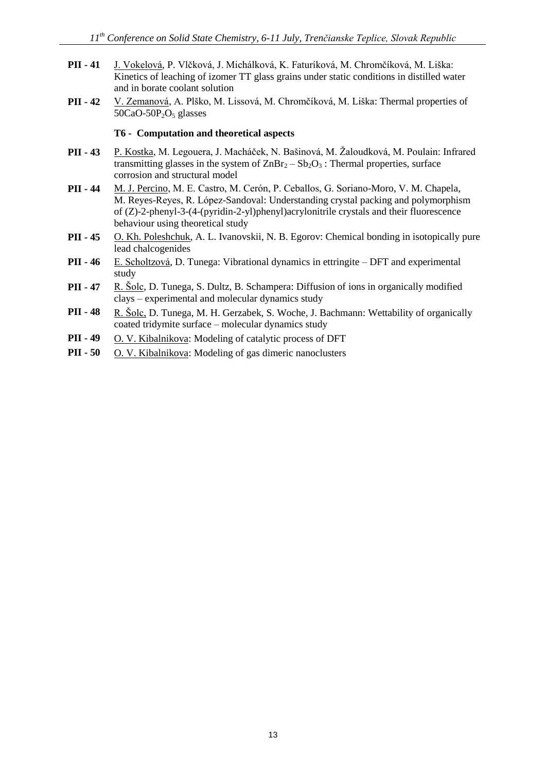**PII - 41** J. Vokelová, P. Vlčková, J. Michálková, K. Faturíková, M. Chromčíková, M. Liška: Kinetics of leaching of izomer TT glass grains under static conditions in distilled water and in borate coolant solution

**PII - 42** V. Zemanová, A. Plško, M. Lissová, M. Chromčíková, M. Liška: Thermal properties of $50CaO$-$50P_2O_5$ glasses

### T6 - Computation and theoretical aspects

**PII - 43** P. Kostka, M. Legouera, J. Macháček, N. Bašinová, M. Žaloudková, M. Poulain: Infrared transmitting glasses in the system of $ZnBr_2 – Sb_2O_3$ : Thermal properties, surface corrosion and structural model

**PII - 44** M. J. Percino, M. E. Castro, M. Cerón, P. Ceballos, G. Soriano-Moro, V. M. Chapela, M. Reyes-Reyes, R. López-Sandoval: Understanding crystal packing and polymorphism of (Z)-2-phenyl-3-(4-(pyridin-2-yl)phenyl)acrylonitrile crystals and their fluorescence behaviour using theoretical study

**PII - 45** O. Kh. Poleshchuk, A. L. Ivanovskii, N. B. Egorov: Chemical bonding in isotopically pure lead chalcogenides

**PII - 46** E. Scholtzová, D. Tunega: Vibrational dynamics in ettringite – DFT and experimental study

**PII - 47** R. Šolc, D. Tunega, S. Dultz, B. Schampera: Diffusion of ions in organically modified clays – experimental and molecular dynamics study

**PII - 48** R. Šolc, D. Tunega, M. H. Gerzabek, S. Woche, J. Bachmann: Wettability of organically coated tridymite surface – molecular dynamics study

**PII - 49** O. V. Kibalnikova: Modeling of catalytic process of DFT

**PII - 50** O. V. Kibalnikova: Modeling of gas dimeric nanoclusters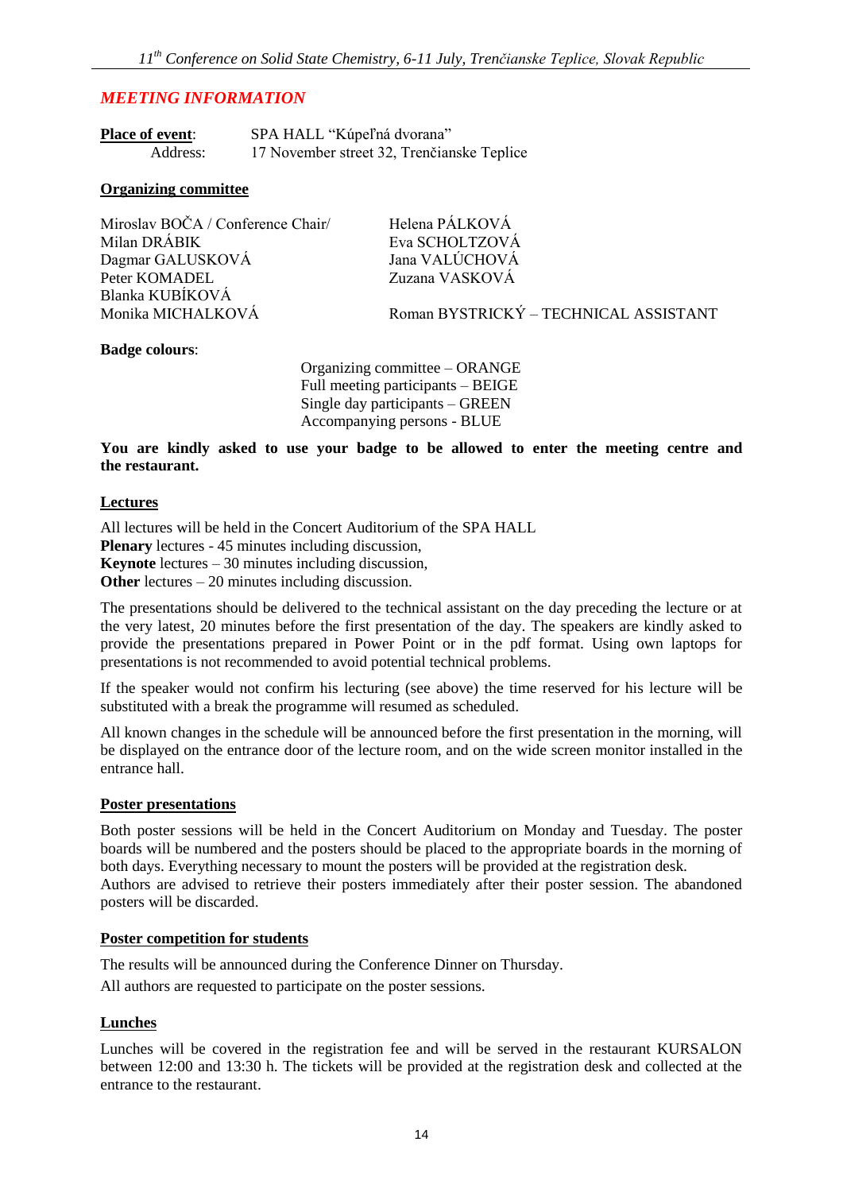## *MEETING INFORMATION*

**Place of event**: SPA HALL "Kúpeľná dvorana"
Address: 17 November street 32, Trenčianske Teplice

**Organizing committee**

Miroslav BOČA / Conference Chair/
Milan DRÁBIK
Dagmar GALUSKOVÁ
Peter KOMADEL
Blanka KUBÍKOVÁ
Monika MICHALKOVÁ
Helena PÁLKOVÁ
Eva SCHOLTZOVÁ
Jana VALÚCHOVÁ
Zuzana VASKOVÁ

Roman BYSTRICKÝ – TECHNICAL ASSISTANT

**Badge colours**:

Organizing committee – ORANGE
Full meeting participants – BEIGE
Single day participants – GREEN
Accompanying persons - BLUE

**You are kindly asked to use your badge to be allowed to enter the meeting centre and the restaurant.**

**Lectures**

All lectures will be held in the Concert Auditorium of the SPA HALL
**Plenary** lectures - 45 minutes including discussion,
**Keynote** lectures – 30 minutes including discussion,
**Other** lectures – 20 minutes including discussion.

The presentations should be delivered to the technical assistant on the day preceding the lecture or at the very latest, 20 minutes before the first presentation of the day. The speakers are kindly asked to provide the presentations prepared in Power Point or in the pdf format. Using own laptops for presentations is not recommended to avoid potential technical problems.

If the speaker would not confirm his lecturing (see above) the time reserved for his lecture will be substituted with a break the programme will resumed as scheduled.

All known changes in the schedule will be announced before the first presentation in the morning, will be displayed on the entrance door of the lecture room, and on the wide screen monitor installed in the entrance hall.

**Poster presentations**

Both poster sessions will be held in the Concert Auditorium on Monday and Tuesday. The poster boards will be numbered and the posters should be placed to the appropriate boards in the morning of both days. Everything necessary to mount the posters will be provided at the registration desk.
Authors are advised to retrieve their posters immediately after their poster session. The abandoned posters will be discarded.

**Poster competition for students**

The results will be announced during the Conference Dinner on Thursday.

All authors are requested to participate on the poster sessions.

**Lunches**

Lunches will be covered in the registration fee and will be served in the restaurant KURSALON between 12:00 and 13:30 h. The tickets will be provided at the registration desk and collected at the entrance to the restaurant.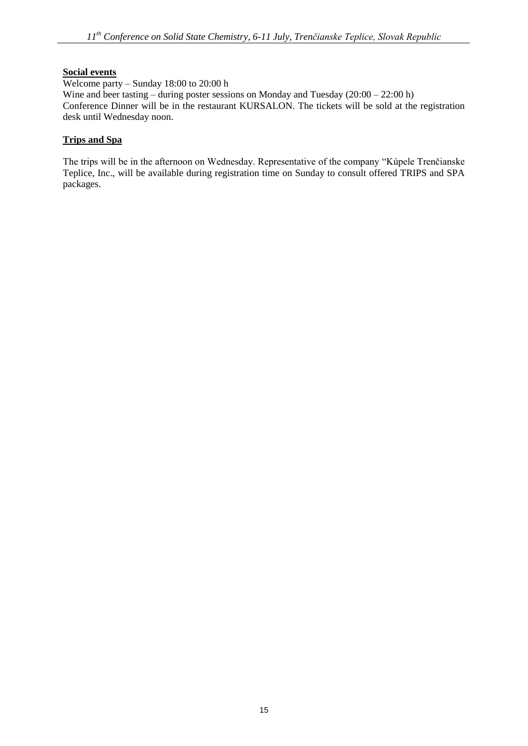## Social events

Welcome party – Sunday 18:00 to 20:00 h
Wine and beer tasting – during poster sessions on Monday and Tuesday (20:00 – 22:00 h)
Conference Dinner will be in the restaurant KURSALON. The tickets will be sold at the registration desk until Wednesday noon.

## Trips and Spa

The trips will be in the afternoon on Wednesday. Representative of the company "Kúpele Trenčianske Teplice, Inc., will be available during registration time on Sunday to consult offered TRIPS and SPA packages.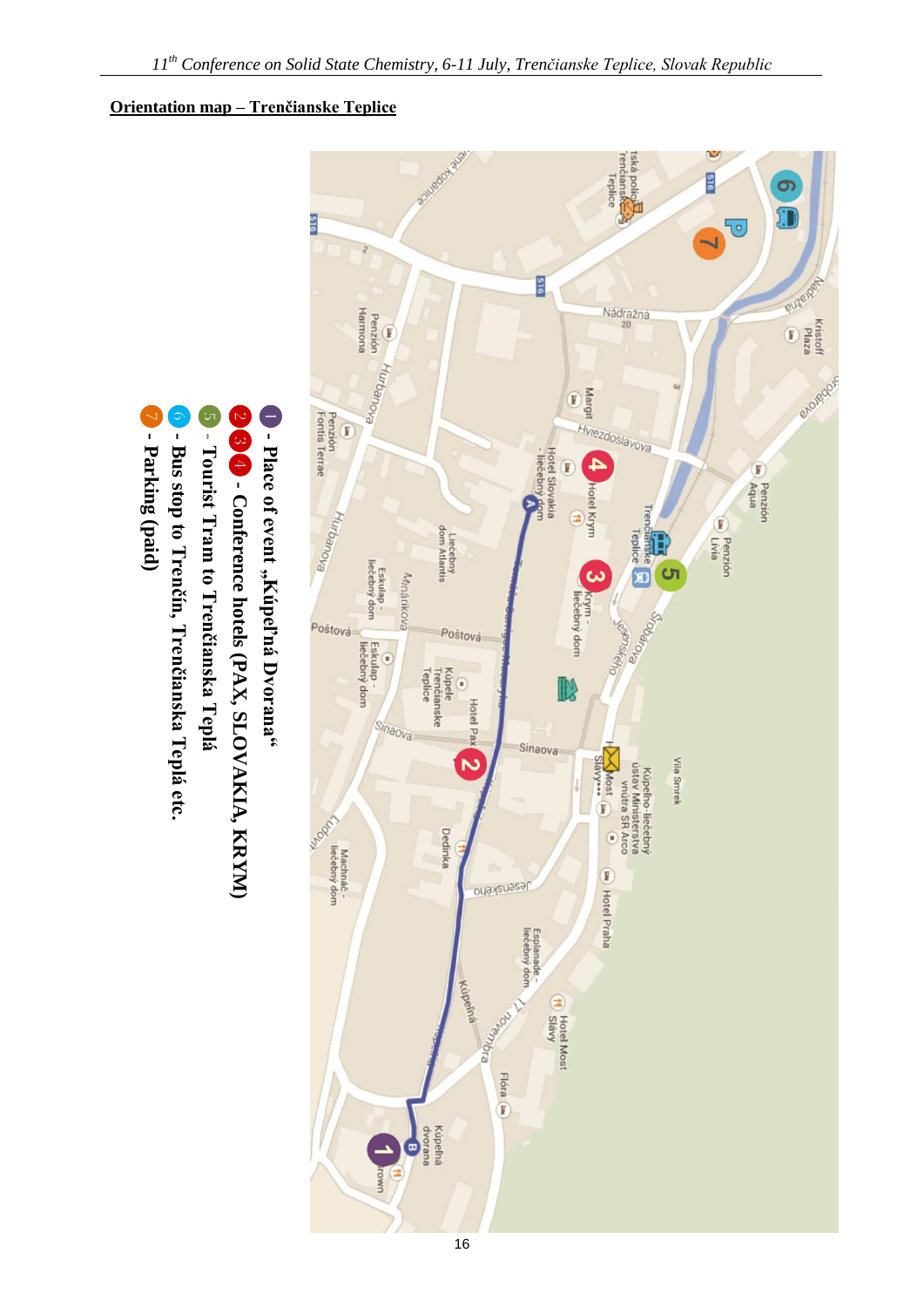## Orientation map – Trenčianske Teplice

1 - Place of event „Kúpeľná Dvorana"

2 3 4 - Conference hotels (PAX, SLOVAKIA, KRYM)

5 - Tourist Tram to Trenčianska Teplá

6 - Bus stop to Trenčín, Trenčianska Teplá etc.

7 - Parking (paid)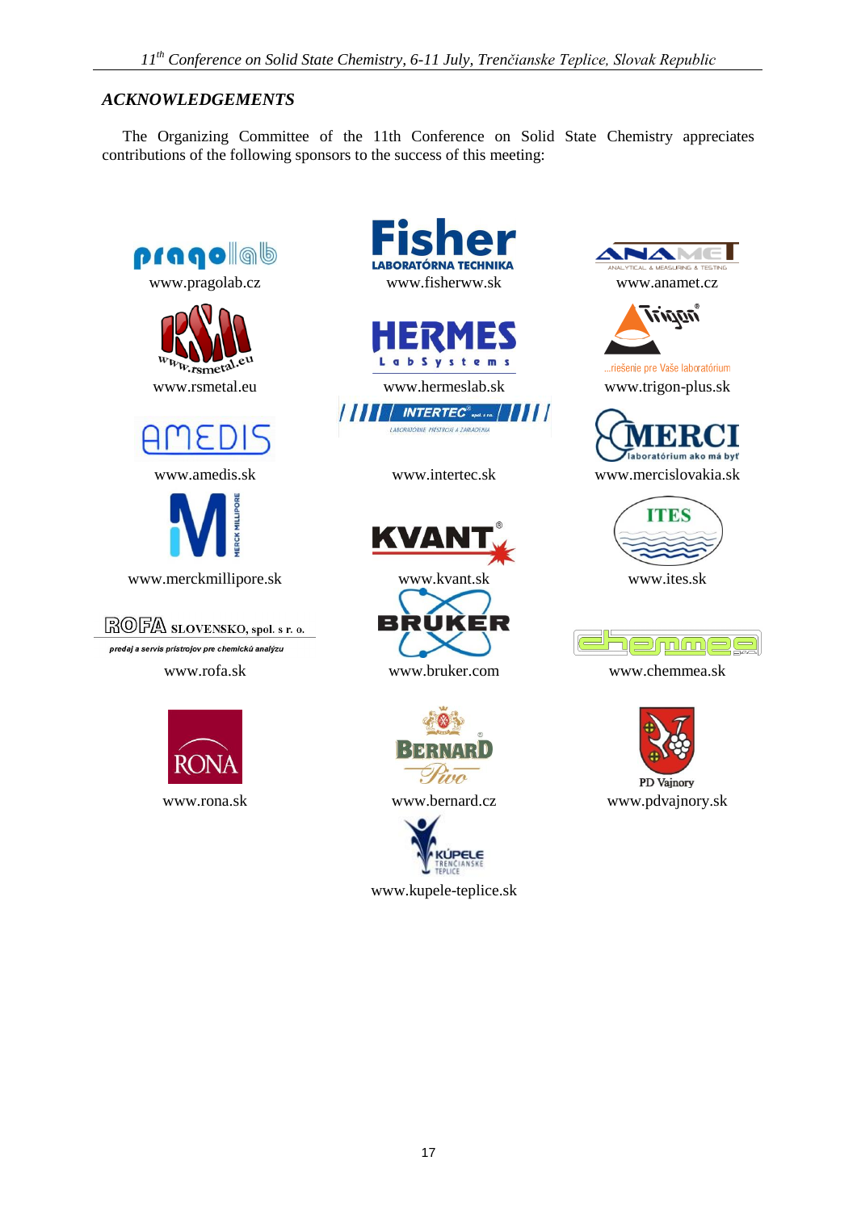## *ACKNOWLEDGEMENTS*

The Organizing Committee of the 11th Conference on Solid State Chemistry appreciates contributions of the following sponsors to the success of this meeting:

www.pragolab.cz

www.fisherww.sk

www.anamet.cz

www.rsmetal.eu

www.hermeslab.sk

www.trigon-plus.sk

www.amedis.sk

www.intertec.sk

www.mercislovakia.sk

www.merckmillipore.sk

www.kvant.sk

www.ites.sk

ROFA SLOVENSKO, spol. s r. o.

*predaj a servis prístrojov pre chemickú analýzu*

www.rofa.sk

www.bruker.com

www.chemmea.sk

www.rona.sk

www.bernard.cz

PD Vajnory

www.pdvajnory.sk

www.kupele-teplice.sk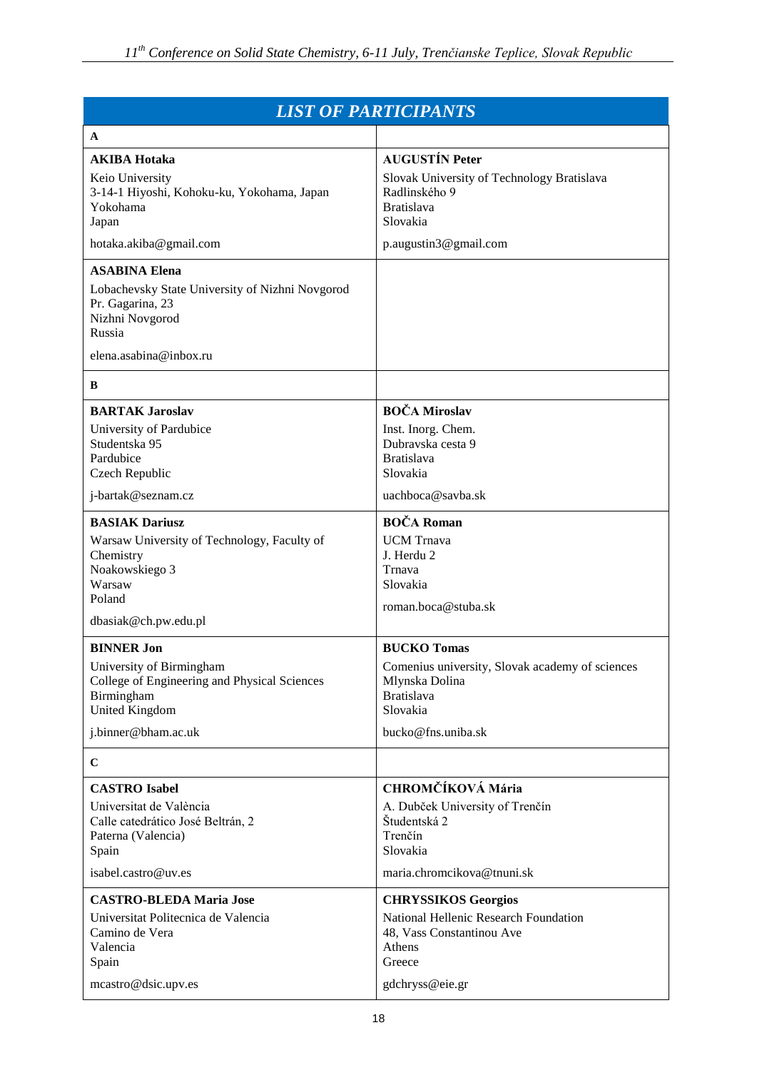## LIST OF PARTICIPANTS

| **A** | |
|---|---|
| **AKIBA Hotaka**<br>Keio University<br>3-14-1 Hiyoshi, Kohoku-ku, Yokohama, Japan<br>Yokohama<br>Japan<br>hotaka.akiba@gmail.com | **AUGUSTÍN Peter**<br>Slovak University of Technology Bratislava<br>Radlinského 9<br>Bratislava<br>Slovakia<br>p.augustin3@gmail.com |
| **ASABINA Elena**<br>Lobachevsky State University of Nizhni Novgorod<br>Pr. Gagarina, 23<br>Nizhni Novgorod<br>Russia<br>elena.asabina@inbox.ru | |
| **B** | |
| **BARTAK Jaroslav**<br>University of Pardubice<br>Studentska 95<br>Pardubice<br>Czech Republic<br>j-bartak@seznam.cz | **BOČA Miroslav**<br>Inst. Inorg. Chem.<br>Dubravska cesta 9<br>Bratislava<br>Slovakia<br>uachboca@savba.sk |
| **BASIAK Dariusz**<br>Warsaw University of Technology, Faculty of Chemistry<br>Noakowskiego 3<br>Warsaw<br>Poland<br>dbasiak@ch.pw.edu.pl | **BOČA Roman**<br>UCM Trnava<br>J. Herdu 2<br>Trnava<br>Slovakia<br>roman.boca@stuba.sk |
| **BINNER Jon**<br>University of Birmingham<br>College of Engineering and Physical Sciences<br>Birmingham<br>United Kingdom<br>j.binner@bham.ac.uk | **BUCKO Tomas**<br>Comenius university, Slovak academy of sciences<br>Mlynska Dolina<br>Bratislava<br>Slovakia<br>bucko@fns.uniba.sk |
| **C** | |
| **CASTRO Isabel**<br>Universitat de València<br>Calle catedrático José Beltrán, 2<br>Paterna (Valencia)<br>Spain<br>isabel.castro@uv.es | **CHROMČÍKOVÁ Mária**<br>A. Dubček University of Trenčín<br>Študentská 2<br>Trenčín<br>Slovakia<br>maria.chromcikova@tnuni.sk |
| **CASTRO-BLEDA Maria Jose**<br>Universitat Politecnica de Valencia<br>Camino de Vera<br>Valencia<br>Spain<br>mcastro@dsic.upv.es | **CHRYSSIKOS Georgios**<br>National Hellenic Research Foundation<br>48, Vass Constantinou Ave<br>Athens<br>Greece<br>gdchryss@eie.gr |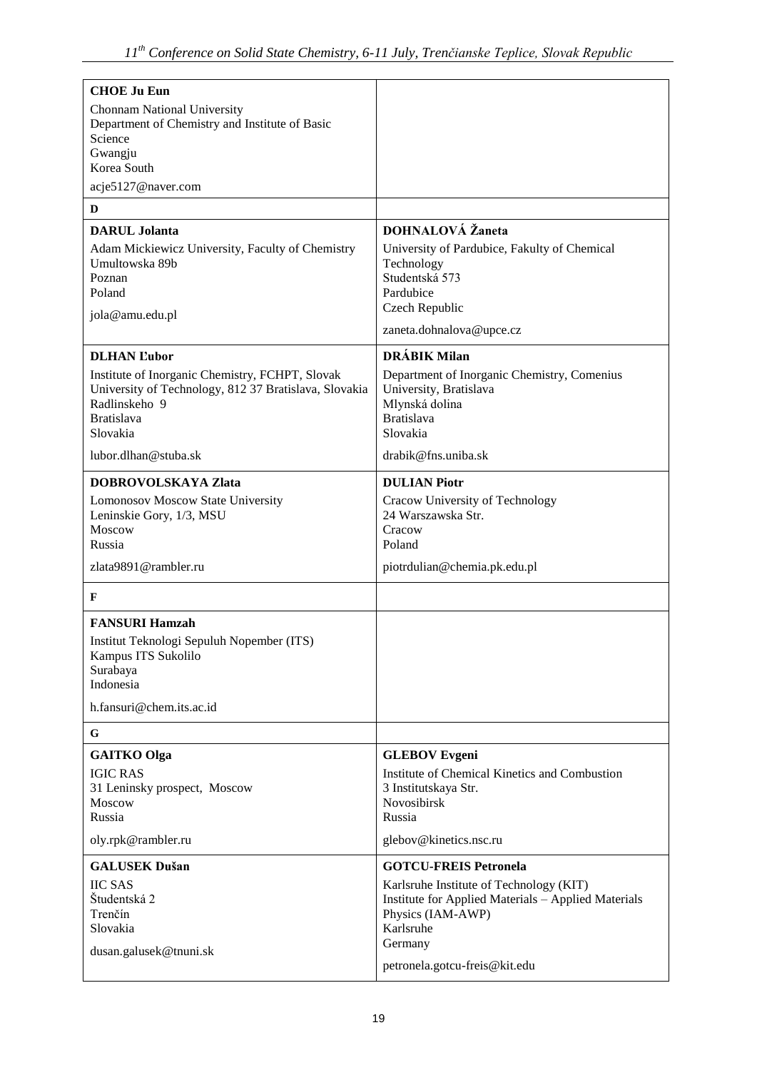| | |
|---|---|
| **CHOE Ju Eun**<br>Chonnam National University<br>Department of Chemistry and Institute of Basic Science<br>Gwangju<br>Korea South<br>acje5127@naver.com | |
| **D** | |
| **DARUL Jolanta**<br>Adam Mickiewicz University, Faculty of Chemistry<br>Umultowska 89b<br>Poznan<br>Poland<br>jola@amu.edu.pl | **DOHNALOVÁ Žaneta**<br>University of Pardubice, Fakulty of Chemical Technology<br>Studentská 573<br>Pardubice<br>Czech Republic<br>zaneta.dohnalova@upce.cz |
| **DLHAN Ľubor**<br>Institute of Inorganic Chemistry, FCHPT, Slovak University of Technology, 812 37 Bratislava, Slovakia<br>Radlinskeho 9<br>Bratislava<br>Slovakia<br>lubor.dlhan@stuba.sk | **DRÁBIK Milan**<br>Department of Inorganic Chemistry, Comenius University, Bratislava<br>Mlynská dolina<br>Bratislava<br>Slovakia<br>drabik@fns.uniba.sk |
| **DOBROVOLSKAYA Zlata**<br>Lomonosov Moscow State University<br>Leninskie Gory, 1/3, MSU<br>Moscow<br>Russia<br>zlata9891@rambler.ru | **DULIAN Piotr**<br>Cracow University of Technology<br>24 Warszawska Str.<br>Cracow<br>Poland<br>piotrdulian@chemia.pk.edu.pl |
| **F** | |
| **FANSURI Hamzah**<br>Institut Teknologi Sepuluh Nopember (ITS)<br>Kampus ITS Sukolilo<br>Surabaya<br>Indonesia<br>h.fansuri@chem.its.ac.id | |
| **G** | |
| **GAITKO Olga**<br>IGIC RAS<br>31 Leninsky prospect, Moscow<br>Moscow<br>Russia<br>oly.rpk@rambler.ru | **GLEBOV Evgeni**<br>Institute of Chemical Kinetics and Combustion<br>3 Institutskaya Str.<br>Novosibirsk<br>Russia<br>glebov@kinetics.nsc.ru |
| **GALUSEK Dušan**<br>IIC SAS<br>Študentská 2<br>Trenčín<br>Slovakia<br>dusan.galusek@tnuni.sk | **GOTCU-FREIS Petronela**<br>Karlsruhe Institute of Technology (KIT)<br>Institute for Applied Materials – Applied Materials Physics (IAM-AWP)<br>Karlsruhe<br>Germany<br>petronela.gotcu-freis@kit.edu |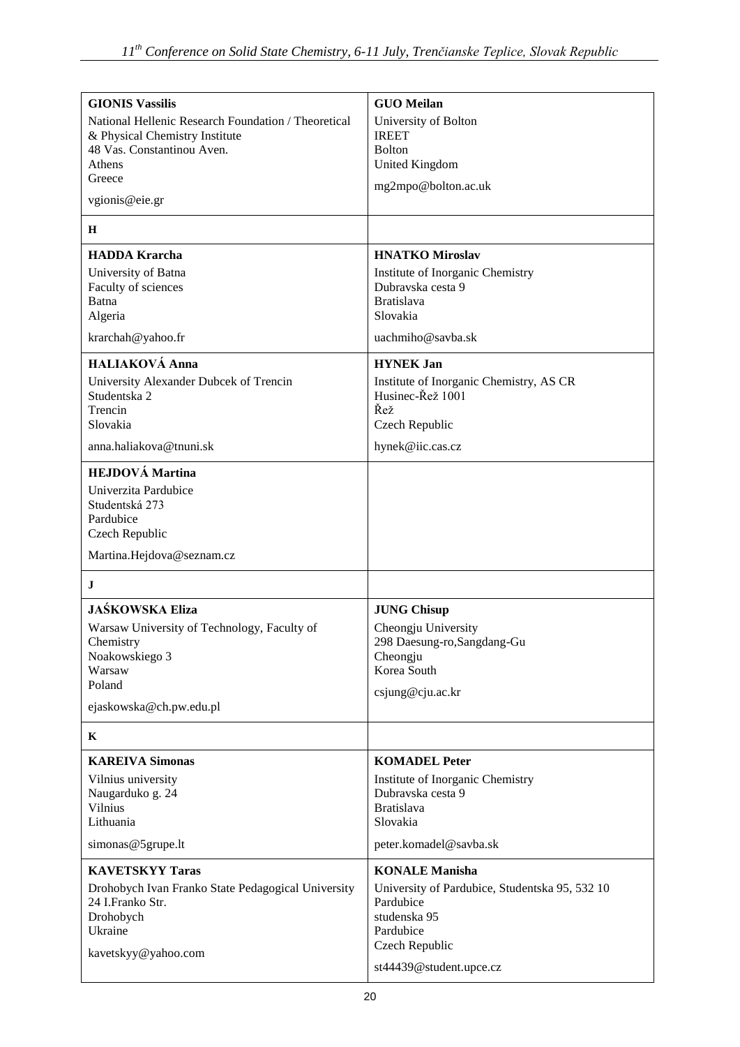| **GIONIS Vassilis**<br>National Hellenic Research Foundation / Theoretical & Physical Chemistry Institute<br>48 Vas. Constantinou Aven.<br>Athens<br>Greece<br>vgionis@eie.gr | **GUO Meilan**<br>University of Bolton<br>IREET<br>Bolton<br>United Kingdom<br>mg2mpo@bolton.ac.uk |
|---|---|
| **H** | |
| **HADDA Krarcha**<br>University of Batna<br>Faculty of sciences<br>Batna<br>Algeria<br>krarchah@yahoo.fr | **HNATKO Miroslav**<br>Institute of Inorganic Chemistry<br>Dubravska cesta 9<br>Bratislava<br>Slovakia<br>uachmiho@savba.sk |
| **HALIAKOVÁ Anna**<br>University Alexander Dubcek of Trencin<br>Studentska 2<br>Trencin<br>Slovakia<br>anna.haliakova@tnuni.sk | **HYNEK Jan**<br>Institute of Inorganic Chemistry, AS CR<br>Husinec-Řež 1001<br>Řež<br>Czech Republic<br>hynek@iic.cas.cz |
| **HEJDOVÁ Martina**<br>Univerzita Pardubice<br>Studentská 273<br>Pardubice<br>Czech Republic<br>Martina.Hejdova@seznam.cz | |
| **J** | |
| **JAŚKOWSKA Eliza**<br>Warsaw University of Technology, Faculty of Chemistry<br>Noakowskiego 3<br>Warsaw<br>Poland<br>ejaskowska@ch.pw.edu.pl | **JUNG Chisup**<br>Cheongju University<br>298 Daesung-ro,Sangdang-Gu<br>Cheongju<br>Korea South<br>csjung@cju.ac.kr |
| **K** | |
| **KAREIVA Simonas**<br>Vilnius university<br>Naugarduko g. 24<br>Vilnius<br>Lithuania<br>simonas@5grupe.lt | **KOMADEL Peter**<br>Institute of Inorganic Chemistry<br>Dubravska cesta 9<br>Bratislava<br>Slovakia<br>peter.komadel@savba.sk |
| **KAVETSKYY Taras**<br>Drohobych Ivan Franko State Pedagogical University<br>24 I.Franko Str.<br>Drohobych<br>Ukraine<br>kavetskyy@yahoo.com | **KONALE Manisha**<br>University of Pardubice, Studentska 95, 532 10 Pardubice<br>studenska 95<br>Pardubice<br>Czech Republic<br>st44439@student.upce.cz |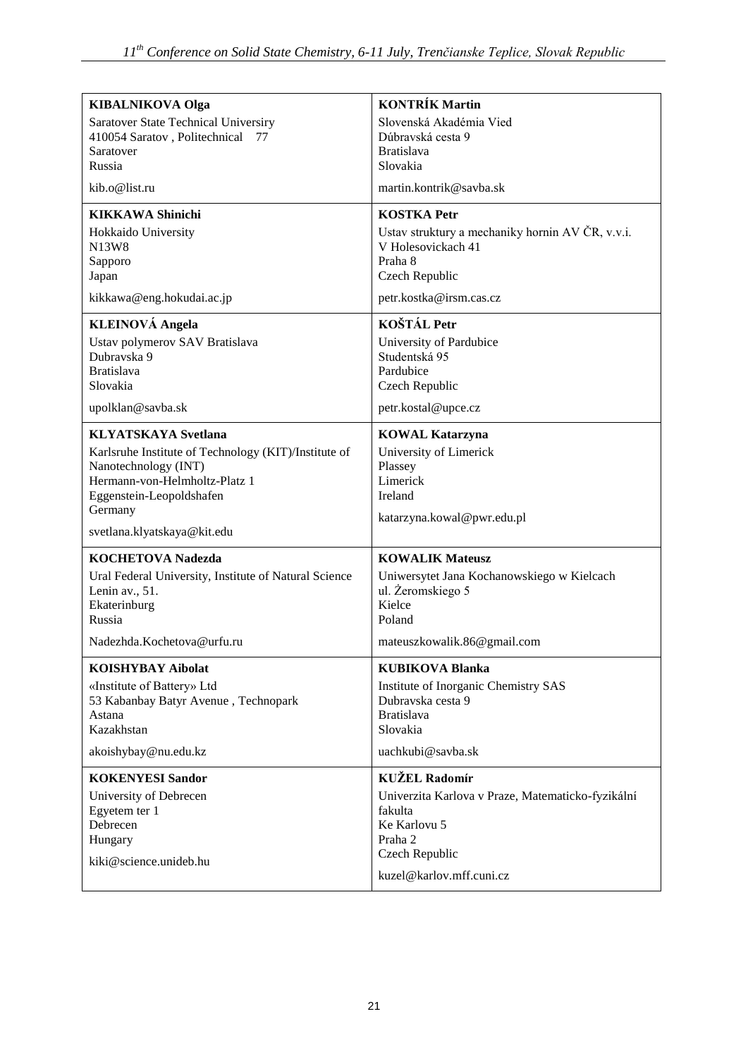| | |
|---|---|
| **KIBALNIKOVA Olga**<br>Saratover State Technical Universiry<br>410054 Saratov , Politechnical 77<br>Saratover<br>Russia<br>kib.o@list.ru | **KONTRÍK Martin**<br>Slovenská Akadémia Vied<br>Dúbravská cesta 9<br>Bratislava<br>Slovakia<br>martin.kontrik@savba.sk |
| **KIKKAWA Shinichi**<br>Hokkaido University<br>N13W8<br>Sapporo<br>Japan<br>kikkawa@eng.hokudai.ac.jp | **KOSTKA Petr**<br>Ustav struktury a mechaniky hornin AV ČR, v.v.i.<br>V Holesovickach 41<br>Praha 8<br>Czech Republic<br>petr.kostka@irsm.cas.cz |
| **KLEINOVÁ Angela**<br>Ustav polymerov SAV Bratislava<br>Dubravska 9<br>Bratislava<br>Slovakia<br>upolklan@savba.sk | **KOŠTÁL Petr**<br>University of Pardubice<br>Studentská 95<br>Pardubice<br>Czech Republic<br>petr.kostal@upce.cz |
| **KLYATSKAYA Svetlana**<br>Karlsruhe Institute of Technology (KIT)/Institute of Nanotechnology (INT)<br>Hermann-von-Helmholtz-Platz 1<br>Eggenstein-Leopoldshafen<br>Germany<br>svetlana.klyatskaya@kit.edu | **KOWAL Katarzyna**<br>University of Limerick<br>Plassey<br>Limerick<br>Ireland<br>katarzyna.kowal@pwr.edu.pl |
| **KOCHETOVA Nadezda**<br>Ural Federal University, Institute of Natural Science<br>Lenin av., 51.<br>Ekaterinburg<br>Russia<br>Nadezhda.Kochetova@urfu.ru | **KOWALIK Mateusz**<br>Uniwersytet Jana Kochanowskiego w Kielcach<br>ul. Żeromskiego 5<br>Kielce<br>Poland<br>mateuszkowalik.86@gmail.com |
| **KOISHYBAY Aibolat**<br>«Institute of Battery» Ltd<br>53 Kabanbay Batyr Avenue , Technopark<br>Astana<br>Kazakhstan<br>akoishybay@nu.edu.kz | **KUBIKOVA Blanka**<br>Institute of Inorganic Chemistry SAS<br>Dubravska cesta 9<br>Bratislava<br>Slovakia<br>uachkubi@savba.sk |
| **KOKENYESI Sandor**<br>University of Debrecen<br>Egyetem ter 1<br>Debrecen<br>Hungary<br>kiki@science.unideb.hu | **KUŽEL Radomír**<br>Univerzita Karlova v Praze, Matematicko-fyzikální fakulta<br>Ke Karlovu 5<br>Praha 2<br>Czech Republic<br>kuzel@karlov.mff.cuni.cz |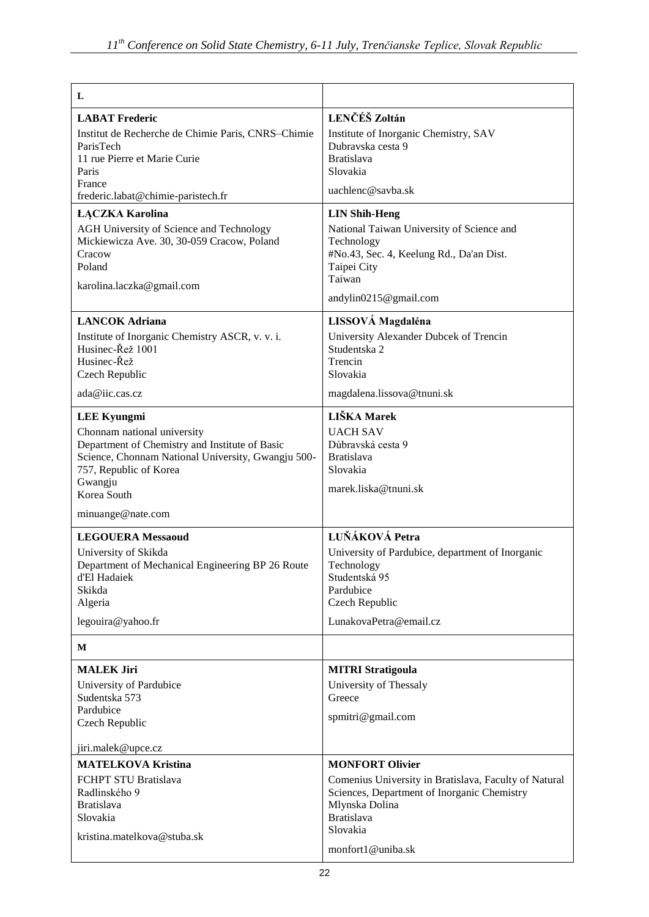| L | |
|---|---|
| **LABAT Frederic**<br>Institut de Recherche de Chimie Paris, CNRS–Chimie ParisTech<br>11 rue Pierre et Marie Curie<br>Paris<br>France<br>frederic.labat@chimie-paristech.fr | **LENČÉŠ Zoltán**<br>Institute of Inorganic Chemistry, SAV<br>Dubravska cesta 9<br>Bratislava<br>Slovakia<br>uachlenc@savba.sk |
| **ŁĄCZKA Karolina**<br>AGH University of Science and Technology<br>Mickiewicza Ave. 30, 30-059 Cracow, Poland<br>Cracow<br>Poland<br>karolina.laczka@gmail.com | **LIN Shih-Heng**<br>National Taiwan University of Science and Technology<br>#No.43, Sec. 4, Keelung Rd., Da'an Dist.<br>Taipei City<br>Taiwan<br>andylin0215@gmail.com |
| **LANCOK Adriana**<br>Institute of Inorganic Chemistry ASCR, v. v. i.<br>Husinec-Řež 1001<br>Husinec-Řež<br>Czech Republic<br>ada@iic.cas.cz | **LISSOVÁ Magdaléna**<br>University Alexander Dubcek of Trencin<br>Studentska 2<br>Trencin<br>Slovakia<br>magdalena.lissova@tnuni.sk |
| **LEE Kyungmi**<br>Chonnam national university<br>Department of Chemistry and Institute of Basic Science, Chonnam National University, Gwangju 500-757, Republic of Korea<br>Gwangju<br>Korea South<br>minuange@nate.com | **LIŠKA Marek**<br>UACH SAV<br>Dúbravská cesta 9<br>Bratislava<br>Slovakia<br>marek.liska@tnuni.sk |
| **LEGOUERA Messaoud**<br>University of Skikda<br>Department of Mechanical Engineering BP 26 Route d'El Hadaiek<br>Skikda<br>Algeria<br>legouira@yahoo.fr | **LUŇÁKOVÁ Petra**<br>University of Pardubice, department of Inorganic Technology<br>Studentská 95<br>Pardubice<br>Czech Republic<br>LunakovaPetra@email.cz |
| **M** | |
| **MALEK Jiri**<br>University of Pardubice<br>Sudentska 573<br>Pardubice<br>Czech Republic<br>jiri.malek@upce.cz | **MITRI Stratigoula**<br>University of Thessaly<br>Greece<br>spmitri@gmail.com |
| **MATELKOVA Kristina**<br>FCHPT STU Bratislava<br>Radlinského 9<br>Bratislava<br>Slovakia<br>kristina.matelkova@stuba.sk | **MONFORT Olivier**<br>Comenius University in Bratislava, Faculty of Natural Sciences, Department of Inorganic Chemistry<br>Mlynska Dolina<br>Bratislava<br>Slovakia<br>monfort1@uniba.sk |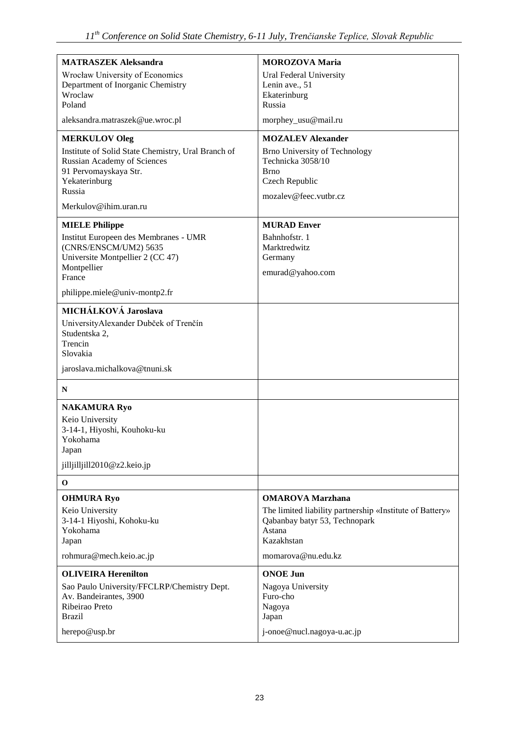| | |
|---|---|
| **MATRASZEK Aleksandra**<br>Wrocław University of Economics<br>Department of Inorganic Chemistry<br>Wroclaw<br>Poland<br>aleksandra.matraszek@ue.wroc.pl | **MOROZOVA Maria**<br>Ural Federal University<br>Lenin ave., 51<br>Ekaterinburg<br>Russia<br>morphey_usu@mail.ru |
| **MERKULOV Oleg**<br>Institute of Solid State Chemistry, Ural Branch of Russian Academy of Sciences<br>91 Pervomayskaya Str.<br>Yekaterinburg<br>Russia<br>Merkulov@ihim.uran.ru | **MOZALEV Alexander**<br>Brno University of Technology<br>Technicka 3058/10<br>Brno<br>Czech Republic<br>mozalev@feec.vutbr.cz |
| **MIELE Philippe**<br>Institut Europeen des Membranes - UMR (CNRS/ENSCM/UM2) 5635<br>Universite Montpellier 2 (CC 47)<br>Montpellier<br>France<br>philippe.miele@univ-montp2.fr | **MURAD Enver**<br>Bahnhofstr. 1<br>Marktredwitz<br>Germany<br>emurad@yahoo.com |
| **MICHÁLKOVÁ Jaroslava**<br>UniversityAlexander Dubček of Trenčín<br>Studentska 2,<br>Trencin<br>Slovakia<br>jaroslava.michalkova@tnuni.sk | |
| **N** | |
| **NAKAMURA Ryo**<br>Keio University<br>3-14-1, Hiyoshi, Kouhoku-ku<br>Yokohama<br>Japan<br>jilljilljill2010@z2.keio.jp | |
| **O** | |
| **OHMURA Ryo**<br>Keio University<br>3-14-1 Hiyoshi, Kohoku-ku<br>Yokohama<br>Japan<br>rohmura@mech.keio.ac.jp | **OMAROVA Marzhana**<br>The limited liability partnership «Institute of Battery»<br>Qabanbay batyr 53, Technopark<br>Astana<br>Kazakhstan<br>momarova@nu.edu.kz |
| **OLIVEIRA Herenilton**<br>Sao Paulo University/FFCLRP/Chemistry Dept.<br>Av. Bandeirantes, 3900<br>Ribeirao Preto<br>Brazil<br>herepo@usp.br | **ONOE Jun**<br>Nagoya University<br>Furo-cho<br>Nagoya<br>Japan<br>j-onoe@nucl.nagoya-u.ac.jp |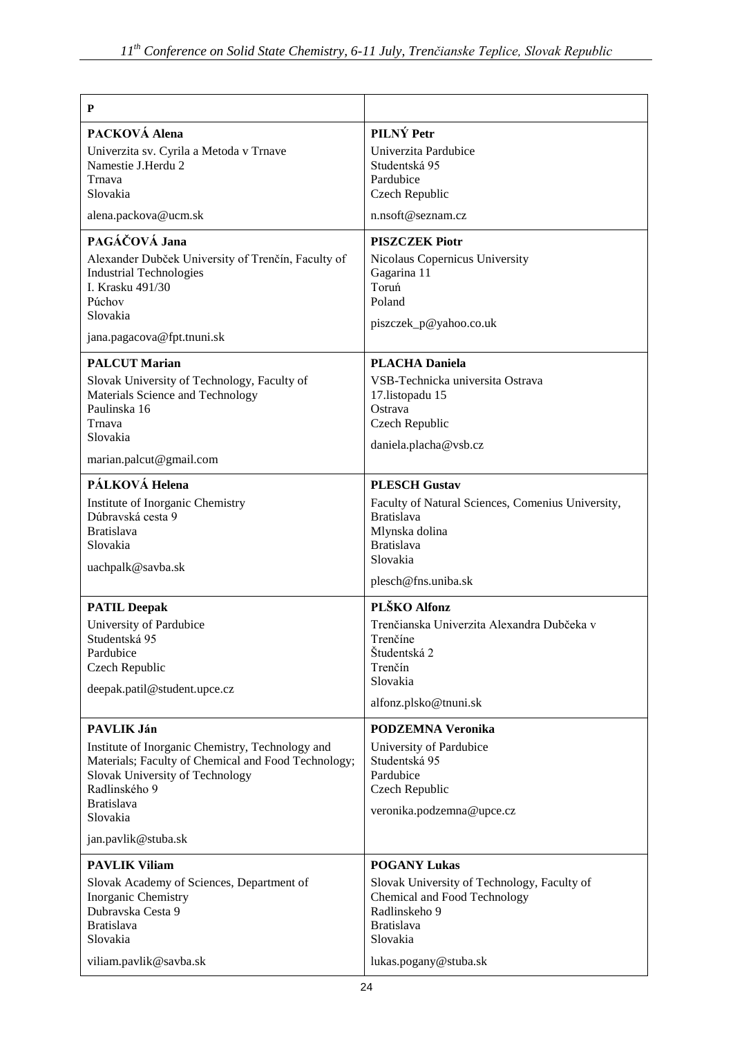**P**

**PACKOVÁ Alena**
Univerzita sv. Cyrila a Metoda v Trnave
Namestie J.Herdu 2
Trnava
Slovakia

alena.packova@ucm.sk

**PAGÁČOVÁ Jana**
Alexander Dubček University of Trenčín, Faculty of Industrial Technologies
I. Krasku 491/30
Púchov
Slovakia

jana.pagacova@fpt.tnuni.sk

**PALCUT Marian**
Slovak University of Technology, Faculty of Materials Science and Technology
Paulinska 16
Trnava
Slovakia

marian.palcut@gmail.com

**PÁLKOVÁ Helena**
Institute of Inorganic Chemistry
Dúbravská cesta 9
Bratislava
Slovakia

uachpalk@savba.sk

**PATIL Deepak**
University of Pardubice
Studentská 95
Pardubice
Czech Republic

deepak.patil@student.upce.cz

**PAVLIK Ján**
Institute of Inorganic Chemistry, Technology and Materials; Faculty of Chemical and Food Technology; Slovak University of Technology
Radlinského 9
Bratislava
Slovakia

jan.pavlik@stuba.sk

**PAVLIK Viliam**
Slovak Academy of Sciences, Department of Inorganic Chemistry
Dubravska Cesta 9
Bratislava
Slovakia

viliam.pavlik@savba.sk

**PILNÝ Petr**
Univerzita Pardubice
Studentská 95
Pardubice
Czech Republic

n.nsoft@seznam.cz

**PISZCZEK Piotr**
Nicolaus Copernicus University
Gagarina 11
Toruń
Poland

piszczek_p@yahoo.co.uk

**PLACHA Daniela**
VSB-Technicka universita Ostrava
17.listopadu 15
Ostrava
Czech Republic

daniela.placha@vsb.cz

**PLESCH Gustav**
Faculty of Natural Sciences, Comenius University, Bratislava
Mlynska dolina
Bratislava
Slovakia

plesch@fns.uniba.sk

**PLŠKO Alfonz**
Trenčianska Univerzita Alexandra Dubčeka v Trenčíne
Študentská 2
Trenčín
Slovakia

alfonz.plsko@tnuni.sk

**PODZEMNA Veronika**
University of Pardubice
Studentská 95
Pardubice
Czech Republic

veronika.podzemna@upce.cz

**POGANY Lukas**
Slovak University of Technology, Faculty of Chemical and Food Technology
Radlinskeho 9
Bratislava
Slovakia

lukas.pogany@stuba.sk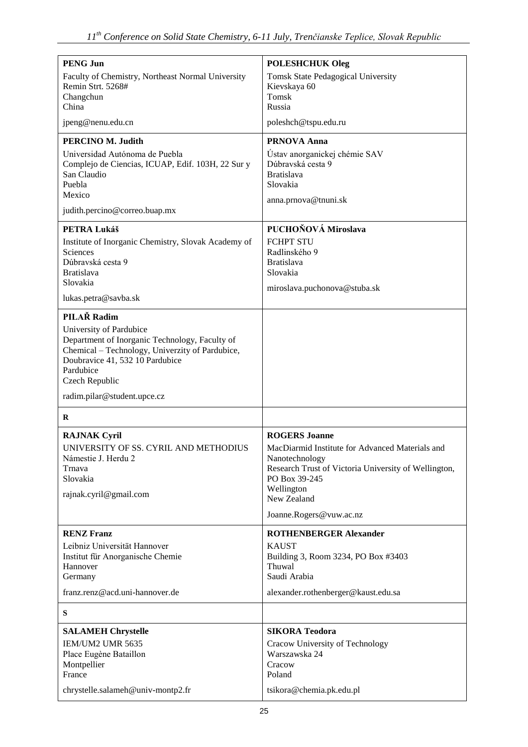**PENG Jun**
Faculty of Chemistry, Northeast Normal University
Remin Strt. 5268#
Changchun
China
jpeng@nenu.edu.cn

**PERCINO M. Judith**
Universidad Autónoma de Puebla
Complejo de Ciencias, ICUAP, Edif. 103H, 22 Sur y San Claudio
Puebla
Mexico
judith.percino@correo.buap.mx

**PETRA Lukáš**
Institute of Inorganic Chemistry, Slovak Academy of Sciences
Dúbravská cesta 9
Bratislava
Slovakia
lukas.petra@savba.sk

**PILAŘ Radim**
University of Pardubice
Department of Inorganic Technology, Faculty of Chemical – Technology, Univerzity of Pardubice,
Doubravice 41, 532 10 Pardubice
Pardubice
Czech Republic
radim.pilar@student.upce.cz

**POLESHCHUK Oleg**
Tomsk State Pedagogical University
Kievskaya 60
Tomsk
Russia
poleshch@tspu.edu.ru

**PRNOVA Anna**
Ústav anorganickej chémie SAV
Dúbravská cesta 9
Bratislava
Slovakia
anna.prnova@tnuni.sk

**PUCHOŇOVÁ Miroslava**
FCHPT STU
Radlinského 9
Bratislava
Slovakia
miroslava.puchonova@stuba.sk

## R

**RAJNAK Cyril**
UNIVERSITY OF SS. CYRIL AND METHODIUS
Námestie J. Herdu 2
Trnava
Slovakia
rajnak.cyril@gmail.com

**RENZ Franz**
Leibniz Universität Hannover
Institut für Anorganische Chemie
Hannover
Germany
franz.renz@acd.uni-hannover.de

**ROGERS Joanne**
MacDiarmid Institute for Advanced Materials and Nanotechnology
Research Trust of Victoria University of Wellington,
PO Box 39-245
Wellington
New Zealand
Joanne.Rogers@vuw.ac.nz

**ROTHENBERGER Alexander**
KAUST
Building 3, Room 3234, PO Box #3403
Thuwal
Saudi Arabia
alexander.rothenberger@kaust.edu.sa

## S

**SALAMEH Chrystelle**
IEM/UM2 UMR 5635
Place Eugène Bataillon
Montpellier
France
chrystelle.salameh@univ-montp2.fr

**SIKORA Teodora**
Cracow University of Technology
Warszawska 24
Cracow
Poland
tsikora@chemia.pk.edu.pl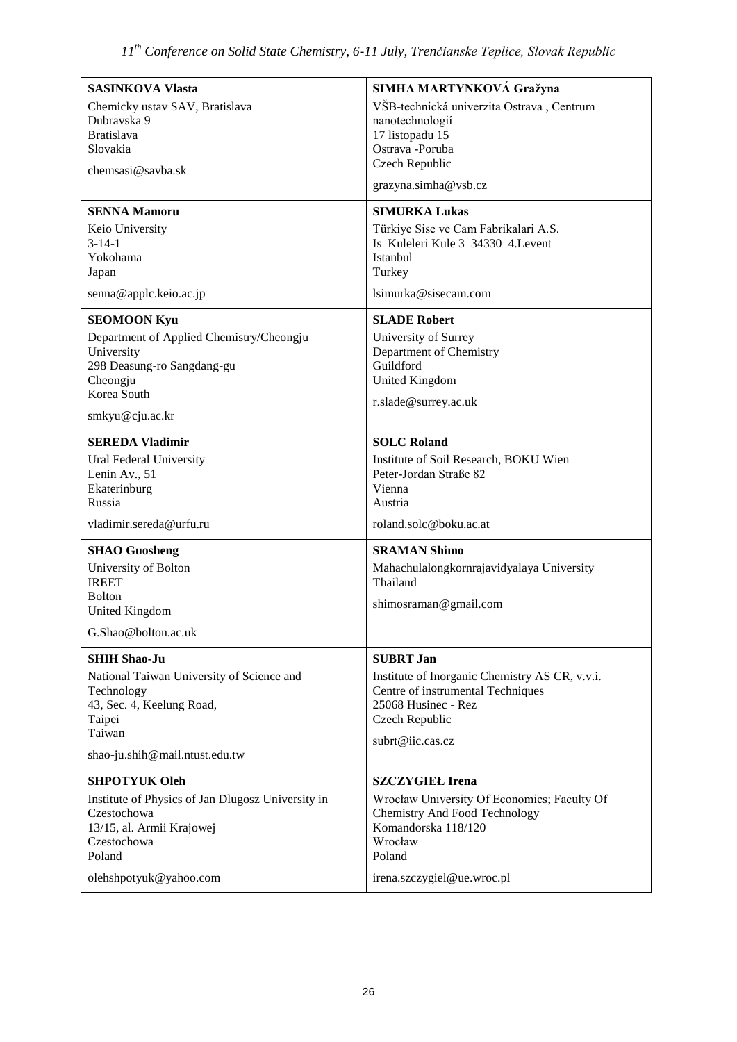**SASINKOVA Vlasta**
Chemicky ustav SAV, Bratislava
Dubravska 9
Bratislava
Slovakia

chemsasi@savba.sk

**SENNA Mamoru**
Keio University
3-14-1
Yokohama
Japan

senna@applc.keio.ac.jp

**SEOMOON Kyu**
Department of Applied Chemistry/Cheongju University
298 Deasung-ro Sangdang-gu
Cheongju
Korea South

smkyu@cju.ac.kr

**SEREDA Vladimir**
Ural Federal University
Lenin Av., 51
Ekaterinburg
Russia

vladimir.sereda@urfu.ru

**SHAO Guosheng**
University of Bolton
IREET
Bolton
United Kingdom

G.Shao@bolton.ac.uk

**SHIH Shao-Ju**
National Taiwan University of Science and Technology
43, Sec. 4, Keelung Road,
Taipei
Taiwan

shao-ju.shih@mail.ntust.edu.tw

**SHPOTYUK Oleh**
Institute of Physics of Jan Dlugosz University in Czestochowa
13/15, al. Armii Krajowej
Czestochowa
Poland

olehshpotyuk@yahoo.com

**SIMHA MARTYNKOVÁ Gražyna**
VŠB-technická univerzita Ostrava , Centrum nanotechnologií
17 listopadu 15
Ostrava -Poruba
Czech Republic

grazyna.simha@vsb.cz

**SIMURKA Lukas**
Türkiye Sise ve Cam Fabrikalari A.S.
Is Kuleleri Kule 3 34330 4.Levent
Istanbul
Turkey

lsimurka@sisecam.com

**SLADE Robert**
University of Surrey
Department of Chemistry
Guildford
United Kingdom

r.slade@surrey.ac.uk

**SOLC Roland**
Institute of Soil Research, BOKU Wien
Peter-Jordan Straße 82
Vienna
Austria

roland.solc@boku.ac.at

**SRAMAN Shimo**
Mahachulalongkornrajavidyalaya University
Thailand

shimosraman@gmail.com

**SUBRT Jan**
Institute of Inorganic Chemistry AS CR, v.v.i.
Centre of instrumental Techniques
25068 Husinec - Rez
Czech Republic

subrt@iic.cas.cz

**SZCZYGIEŁ Irena**
Wrocław University Of Economics; Faculty Of Chemistry And Food Technology
Komandorska 118/120
Wrocław
Poland

irena.szczygiel@ue.wroc.pl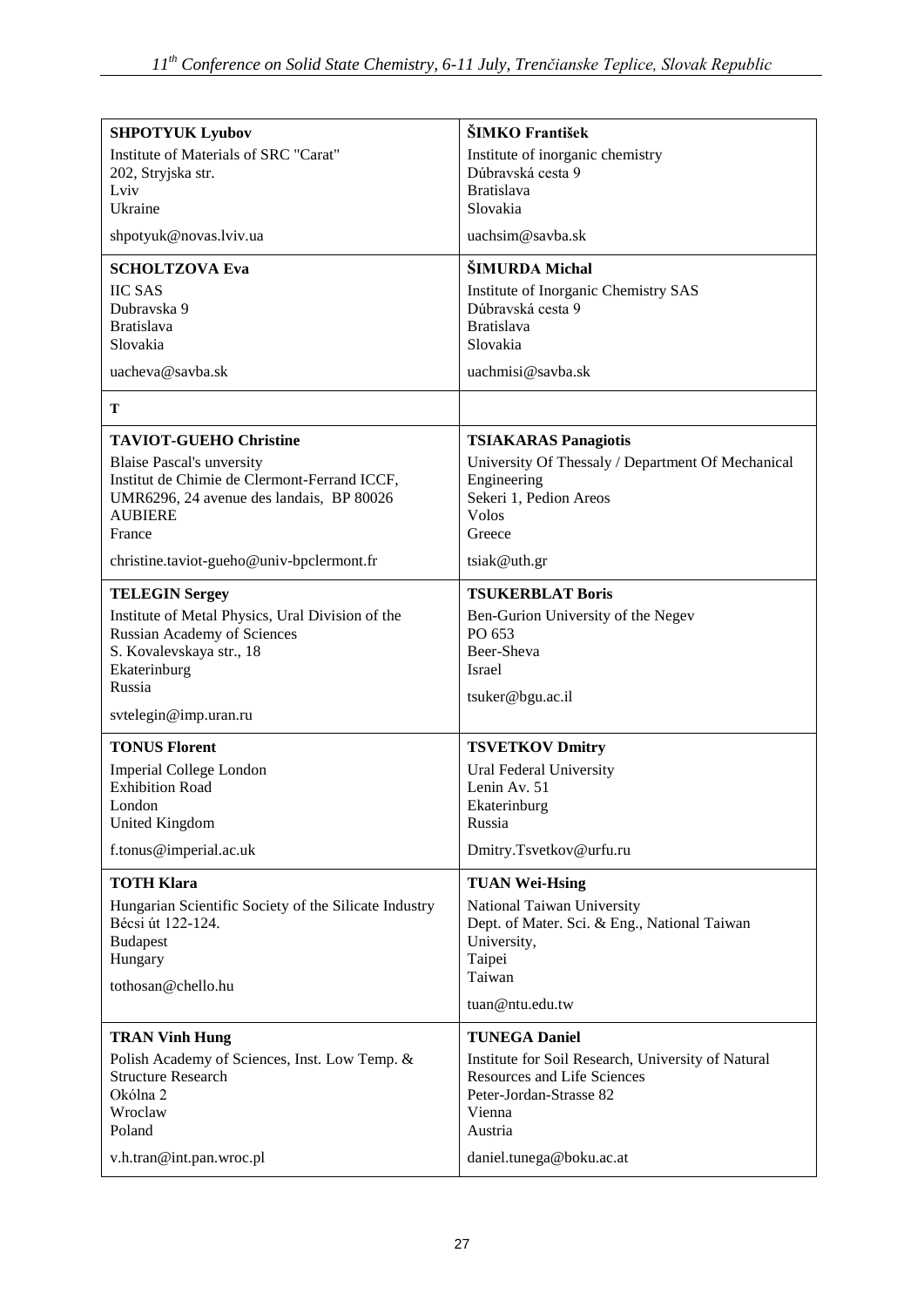| | |
|---|---|
| **SHPOTYUK Lyubov**<br>Institute of Materials of SRC "Carat"<br>202, Stryjska str.<br>Lviv<br>Ukraine<br><br>shpotyuk@novas.lviv.ua | **ŠIMKO František**<br>Institute of inorganic chemistry<br>Dúbravská cesta 9<br>Bratislava<br>Slovakia<br><br>uachsim@savba.sk |
| **SCHOLTZOVA Eva**<br>IIC SAS<br>Dubravska 9<br>Bratislava<br>Slovakia<br><br>uacheva@savba.sk | **ŠIMURDA Michal**<br>Institute of Inorganic Chemistry SAS<br>Dúbravská cesta 9<br>Bratislava<br>Slovakia<br><br>uachmisi@savba.sk |
| **T** | |
| **TAVIOT-GUEHO Christine**<br>Blaise Pascal's unversity<br>Institut de Chimie de Clermont-Ferrand ICCF, UMR6296, 24 avenue des landais, BP 80026<br>AUBIERE<br>France<br><br>christine.taviot-gueho@univ-bpclermont.fr | **TSIAKARAS Panagiotis**<br>University Of Thessaly / Department Of Mechanical Engineering<br>Sekeri 1, Pedion Areos<br>Volos<br>Greece<br><br>tsiak@uth.gr |
| **TELEGIN Sergey**<br>Institute of Metal Physics, Ural Division of the Russian Academy of Sciences<br>S. Kovalevskaya str., 18<br>Ekaterinburg<br>Russia<br><br>svtelegin@imp.uran.ru | **TSUKERBLAT Boris**<br>Ben-Gurion University of the Negev<br>PO 653<br>Beer-Sheva<br>Israel<br><br>tsuker@bgu.ac.il |
| **TONUS Florent**<br>Imperial College London<br>Exhibition Road<br>London<br>United Kingdom<br><br>f.tonus@imperial.ac.uk | **TSVETKOV Dmitry**<br>Ural Federal University<br>Lenin Av. 51<br>Ekaterinburg<br>Russia<br><br>Dmitry.Tsvetkov@urfu.ru |
| **TOTH Klara**<br>Hungarian Scientific Society of the Silicate Industry<br>Bécsi út 122-124.<br>Budapest<br>Hungary<br><br>tothosan@chello.hu | **TUAN Wei-Hsing**<br>National Taiwan University<br>Dept. of Mater. Sci. & Eng., National Taiwan University,<br>Taipei<br>Taiwan<br><br>tuan@ntu.edu.tw |
| **TRAN Vinh Hung**<br>Polish Academy of Sciences, Inst. Low Temp. & Structure Research<br>Okólna 2<br>Wroclaw<br>Poland<br><br>v.h.tran@int.pan.wroc.pl | **TUNEGA Daniel**<br>Institute for Soil Research, University of Natural Resources and Life Sciences<br>Peter-Jordan-Strasse 82<br>Vienna<br>Austria<br><br>daniel.tunega@boku.ac.at |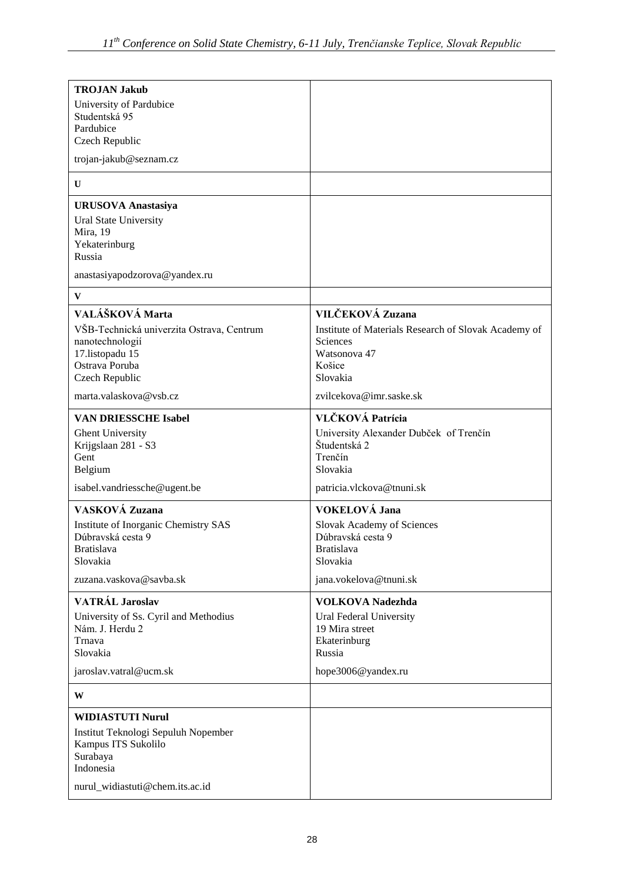| | |
|---|---|
| **TROJAN Jakub**<br>University of Pardubice<br>Studentská 95<br>Pardubice<br>Czech Republic<br><br>trojan-jakub@seznam.cz | |
| **U** | |
| **URUSOVA Anastasiya**<br>Ural State University<br>Mira, 19<br>Yekaterinburg<br>Russia<br><br>anastasiyapodzorova@yandex.ru | |
| **V** | |
| **VALÁŠKOVÁ Marta**<br>VŠB-Technická univerzita Ostrava, Centrum nanotechnologií<br>17.listopadu 15<br>Ostrava Poruba<br>Czech Republic<br><br>marta.valaskova@vsb.cz | **VILČEKOVÁ Zuzana**<br>Institute of Materials Research of Slovak Academy of Sciences<br>Watsonova 47<br>Košice<br>Slovakia<br><br>zvilcekova@imr.saske.sk |
| **VAN DRIESSCHE Isabel**<br>Ghent University<br>Krijgslaan 281 - S3<br>Gent<br>Belgium<br><br>isabel.vandriessche@ugent.be | **VLČKOVÁ Patrícia**<br>University Alexander Dubček of Trenčín<br>Študentská 2<br>Trenčín<br>Slovakia<br><br>patricia.vlckova@tnuni.sk |
| **VASKOVÁ Zuzana**<br>Institute of Inorganic Chemistry SAS<br>Dúbravská cesta 9<br>Bratislava<br>Slovakia<br><br>zuzana.vaskova@savba.sk | **VOKELOVÁ Jana**<br>Slovak Academy of Sciences<br>Dúbravská cesta 9<br>Bratislava<br>Slovakia<br><br>jana.vokelova@tnuni.sk |
| **VATRÁL Jaroslav**<br>University of Ss. Cyril and Methodius<br>Nám. J. Herdu 2<br>Trnava<br>Slovakia<br><br>jaroslav.vatral@ucm.sk | **VOLKOVA Nadezhda**<br>Ural Federal University<br>19 Mira street<br>Ekaterinburg<br>Russia<br><br>hope3006@yandex.ru |
| **W** | |
| **WIDIASTUTI Nurul**<br>Institut Teknologi Sepuluh Nopember<br>Kampus ITS Sukolilo<br>Surabaya<br>Indonesia<br><br>nurul_widiastuti@chem.its.ac.id | |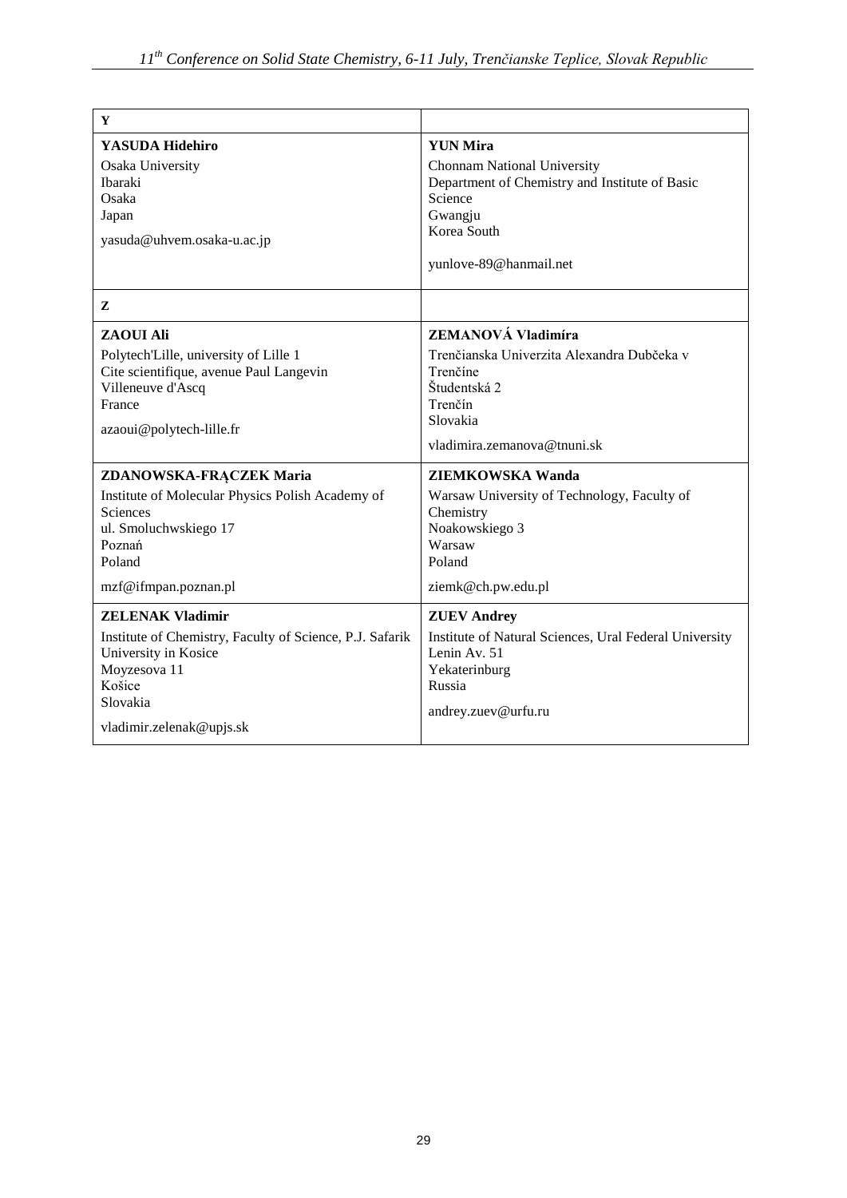| | |
|---|---|
| **Y** | |
| **YASUDA Hidehiro**<br>Osaka University<br>Ibaraki<br>Osaka<br>Japan<br><br>yasuda@uhvem.osaka-u.ac.jp | **YUN Mira**<br>Chonnam National University<br>Department of Chemistry and Institute of Basic Science<br>Gwangju<br>Korea South<br><br>yunlove-89@hanmail.net |
| **Z** | |
| **ZAOUI Ali**<br>Polytech'Lille, university of Lille 1<br>Cite scientifique, avenue Paul Langevin<br>Villeneuve d'Ascq<br>France<br><br>azaoui@polytech-lille.fr | **ZEMANOVÁ Vladimíra**<br>Trenčianska Univerzita Alexandra Dubčeka v Trenčíne<br>Študentská 2<br>Trenčín<br>Slovakia<br><br>vladimira.zemanova@tnuni.sk |
| **ZDANOWSKA-FRĄCZEK Maria**<br>Institute of Molecular Physics Polish Academy of Sciences<br>ul. Smoluchwskiego 17<br>Poznań<br>Poland<br><br>mzf@ifmpan.poznan.pl | **ZIEMKOWSKA Wanda**<br>Warsaw University of Technology, Faculty of Chemistry<br>Noakowskiego 3<br>Warsaw<br>Poland<br><br>ziemk@ch.pw.edu.pl |
| **ZELENAK Vladimir**<br>Institute of Chemistry, Faculty of Science, P.J. Safarik University in Kosice<br>Moyzesova 11<br>Košice<br>Slovakia<br><br>vladimir.zelenak@upjs.sk | **ZUEV Andrey**<br>Institute of Natural Sciences, Ural Federal University<br>Lenin Av. 51<br>Yekaterinburg<br>Russia<br><br>andrey.zuev@urfu.ru |